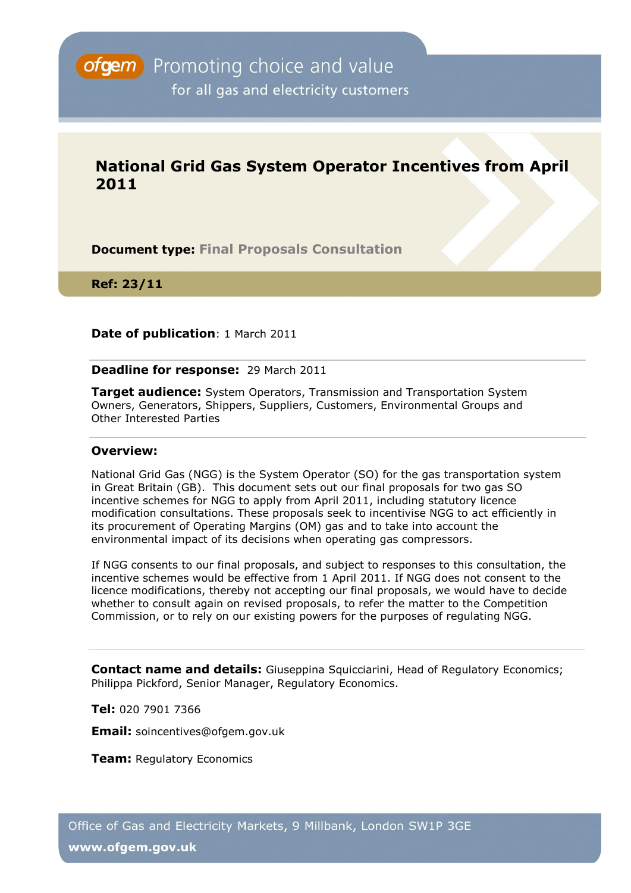ofgem Promoting choice and value for all gas and electricity customers

# National Grid Gas System Operator Incentives from April 2011

**Document type:** Final Proposals Consultation

**Ref: 23/11**

**Date of publication**: 1 March 2011

**Deadline for response:** 29 March 2011

**Target audience:** System Operators, Transmission and Transportation System Owners, Generators, Shippers, Suppliers, Customers, Environmental Groups and Other Interested Parties

**Overview:**

National Grid Gas (NGG) is the System Operator (SO) for the gas transportation system in Great Britain (GB). This document sets out our final proposals for two gas SO incentive schemes for NGG to apply from April 2011, including statutory licence modification consultations. These proposals seek to incentivise NGG to act efficiently in its procurement of Operating Margins (OM) gas and to take into account the environmental impact of its decisions when operating gas compressors.

If NGG consents to our final proposals, and subject to responses to this consultation, the incentive schemes would be effective from 1 April 2011. If NGG does not consent to the licence modifications, thereby not accepting our final proposals, we would have to decide whether to consult again on revised proposals, to refer the matter to the Competition Commission, or to rely on our existing powers for the purposes of regulating NGG.

**Contact name and details:** Giuseppina Squicciarini, Head of Regulatory Economics; Philippa Pickford, Senior Manager, Regulatory Economics.

**Tel:** 020 7901 7366

**Email:** soincentives@ofgem.gov.uk

**Team:** Regulatory Economics

Office of Gas and Electricity Markets, 9 Millbank, London SW1P 3GE

**www.ofgem.gov.uk**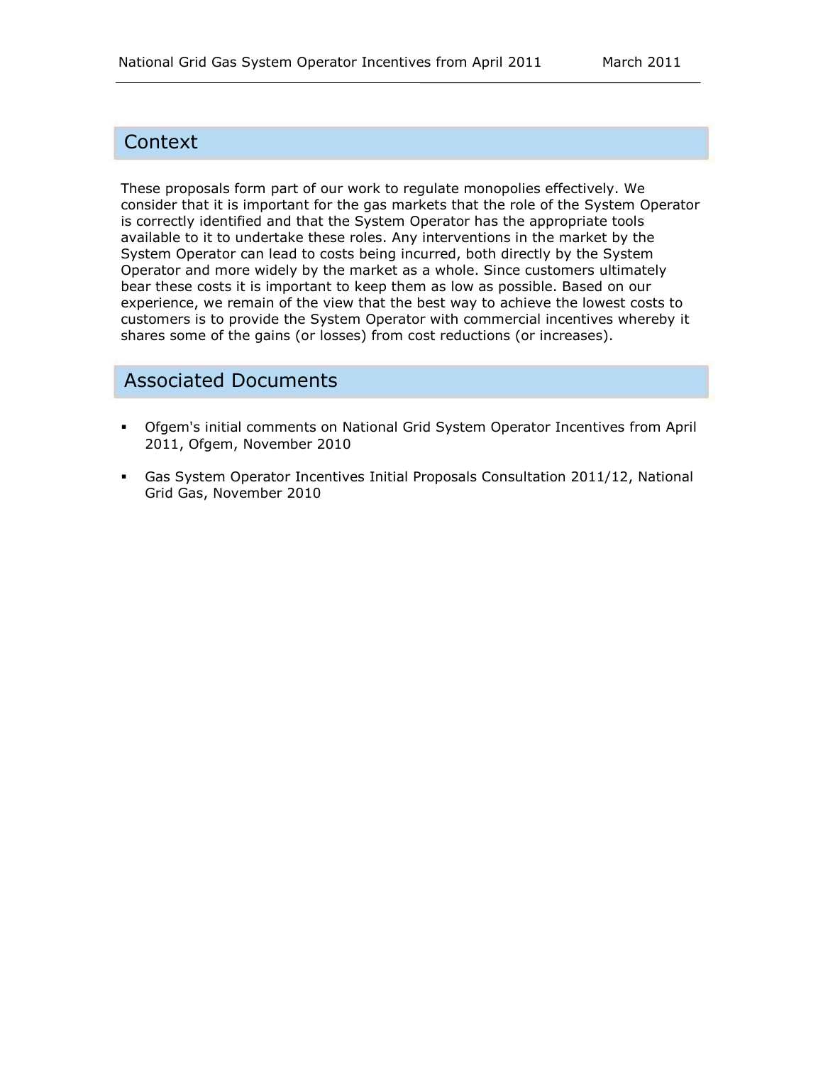## Context

These proposals form part of our work to regulate monopolies effectively. We consider that it is important for the gas markets that the role of the System Operator is correctly identified and that the System Operator has the appropriate tools available to it to undertake these roles. Any interventions in the market by the System Operator can lead to costs being incurred, both directly by the System Operator and more widely by the market as a whole. Since customers ultimately bear these costs it is important to keep them as low as possible. Based on our experience, we remain of the view that the best way to achieve the lowest costs to customers is to provide the System Operator with commercial incentives whereby it shares some of the gains (or losses) from cost reductions (or increases).

## Associated Documents

- Ofgem's initial comments on National Grid System Operator Incentives from April 2011, Ofgem, November 2010
- Gas System Operator Incentives Initial Proposals Consultation 2011/12, National Grid Gas, November 2010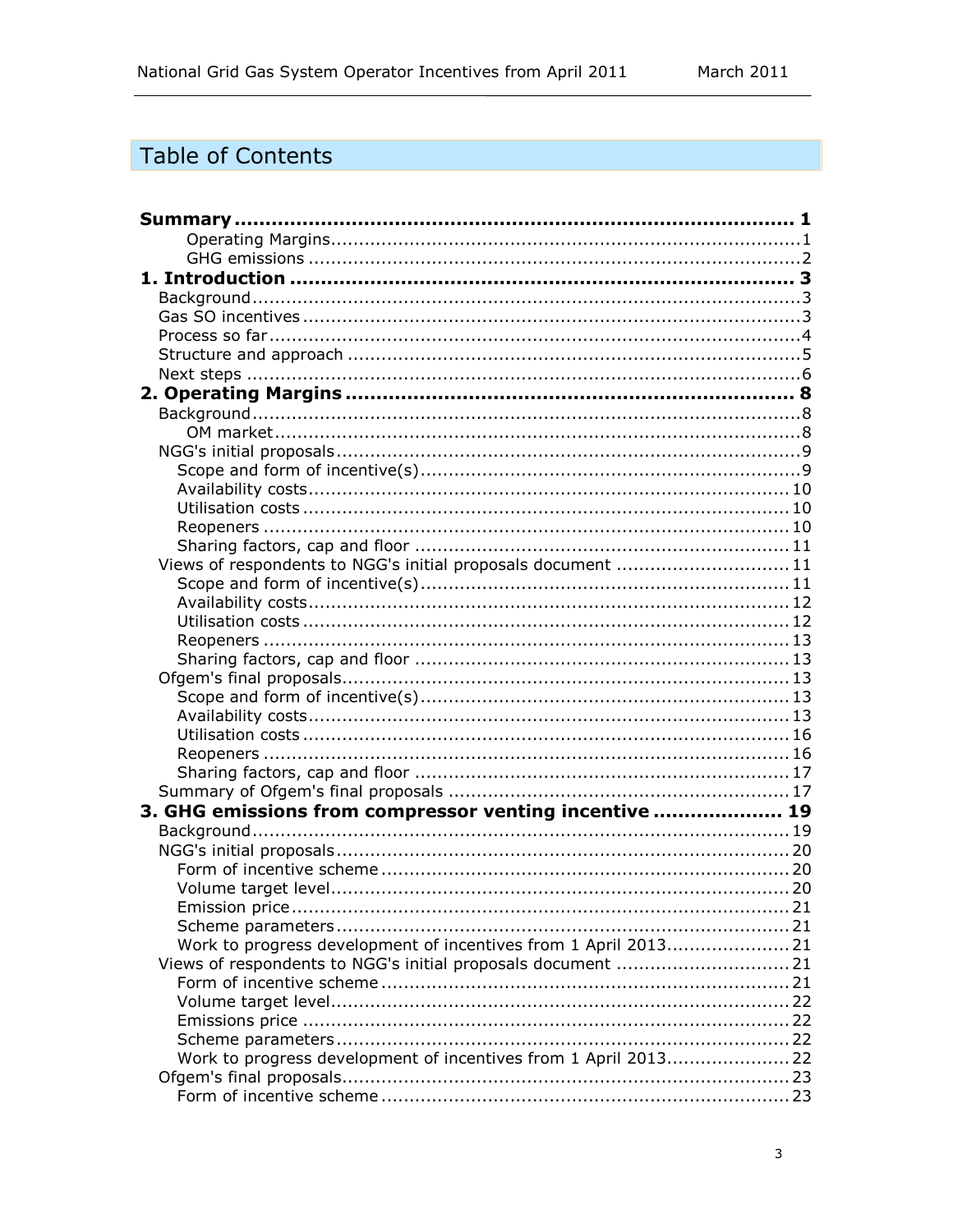# Table of Contents

**Summary** .......... **1**
- Operating Margins .......... 1
- GHG emissions .......... 2

**1. Introduction** .......... **3**
- Background .......... 3
- Gas SO incentives .......... 3
- Process so far .......... 4
- Structure and approach .......... 5
- Next steps .......... 6

**2. Operating Margins** .......... **8**
- Background .......... 8
  - OM market .......... 8
- NGG's initial proposals .......... 9
  - Scope and form of incentive(s) .......... 9
  - Availability costs .......... 10
  - Utilisation costs .......... 10
  - Reopeners .......... 10
  - Sharing factors, cap and floor .......... 11
- Views of respondents to NGG's initial proposals document .......... 11
  - Scope and form of incentive(s) .......... 11
  - Availability costs .......... 12
  - Utilisation costs .......... 12
  - Reopeners .......... 13
  - Sharing factors, cap and floor .......... 13
- Ofgem's final proposals .......... 13
  - Scope and form of incentive(s) .......... 13
  - Availability costs .......... 13
  - Utilisation costs .......... 16
  - Reopeners .......... 16
  - Sharing factors, cap and floor .......... 17
- Summary of Ofgem's final proposals .......... 17

**3. GHG emissions from compressor venting incentive** .......... **19**
- Background .......... 19
- NGG's initial proposals .......... 20
  - Form of incentive scheme .......... 20
  - Volume target level .......... 20
  - Emission price .......... 21
  - Scheme parameters .......... 21
  - Work to progress development of incentives from 1 April 2013 .......... 21
- Views of respondents to NGG's initial proposals document .......... 21
  - Form of incentive scheme .......... 21
  - Volume target level .......... 22
  - Emissions price .......... 22
  - Scheme parameters .......... 22
  - Work to progress development of incentives from 1 April 2013 .......... 22
- Ofgem's final proposals .......... 23
  - Form of incentive scheme .......... 23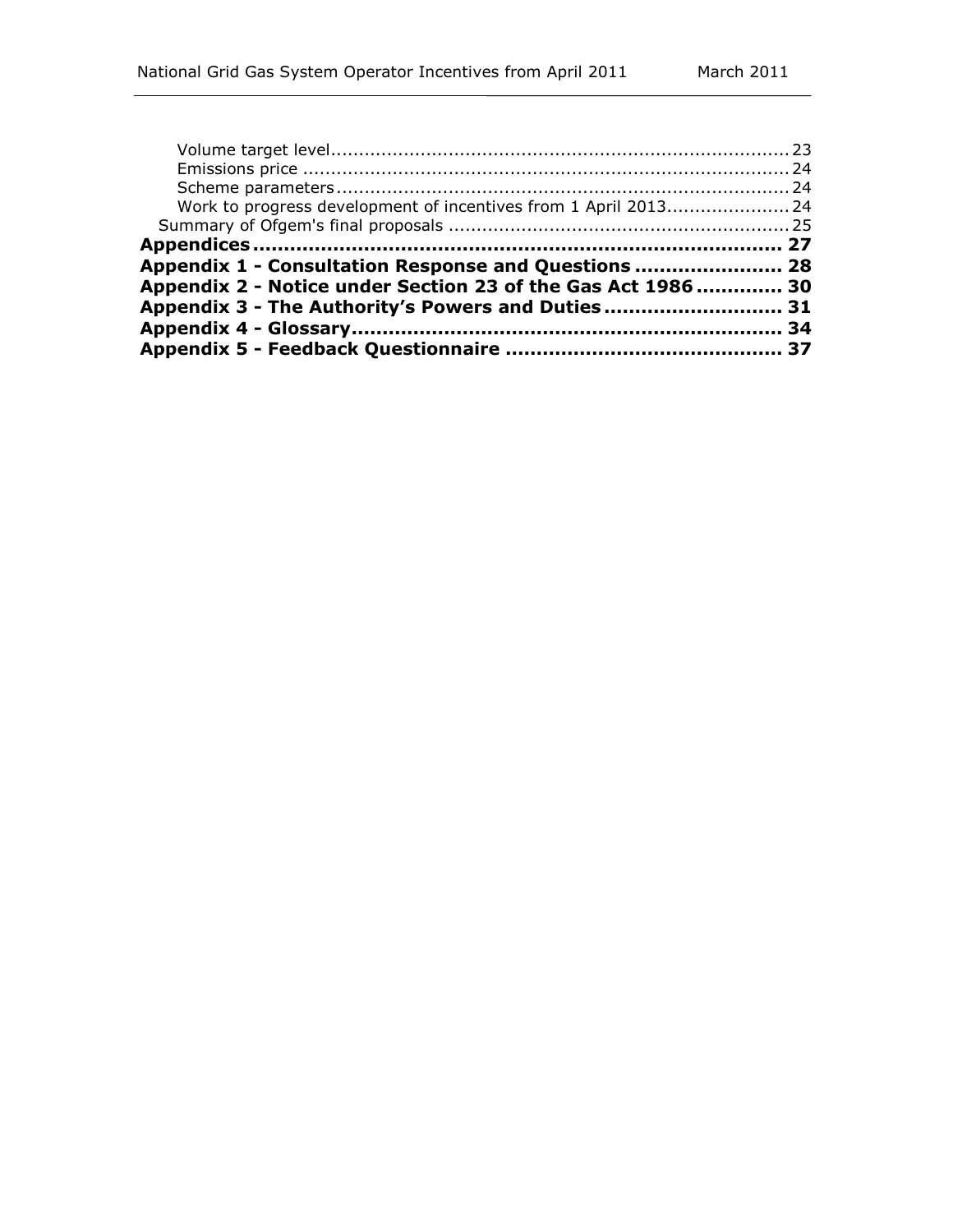Volume target level ... 23
Emissions price ... 24
Scheme parameters ... 24
Work to progress development of incentives from 1 April 2013 ... 24
Summary of Ofgem's final proposals ... 25

**Appendices ... 27**

**Appendix 1 - Consultation Response and Questions ... 28**

**Appendix 2 - Notice under Section 23 of the Gas Act 1986 ... 30**

**Appendix 3 - The Authority's Powers and Duties ... 31**

**Appendix 4 - Glossary ... 34**

**Appendix 5 - Feedback Questionnaire ... 37**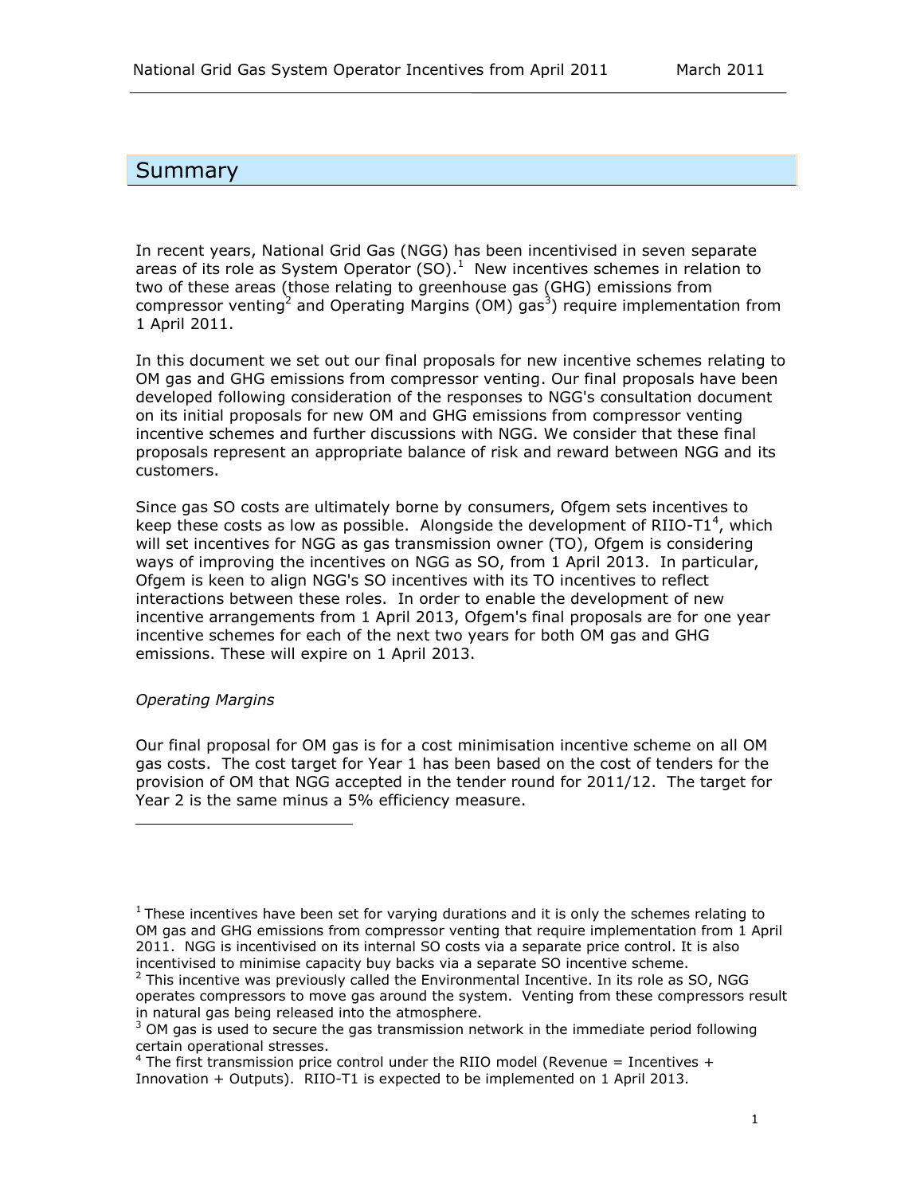# Summary

In recent years, National Grid Gas (NGG) has been incentivised in seven separate areas of its role as System Operator (SO).[1] New incentives schemes in relation to two of these areas (those relating to greenhouse gas (GHG) emissions from compressor venting[2] and Operating Margins (OM) gas[3]) require implementation from 1 April 2011.

In this document we set out our final proposals for new incentive schemes relating to OM gas and GHG emissions from compressor venting. Our final proposals have been developed following consideration of the responses to NGG's consultation document on its initial proposals for new OM and GHG emissions from compressor venting incentive schemes and further discussions with NGG. We consider that these final proposals represent an appropriate balance of risk and reward between NGG and its customers.

Since gas SO costs are ultimately borne by consumers, Ofgem sets incentives to keep these costs as low as possible. Alongside the development of RIIO-T1[4], which will set incentives for NGG as gas transmission owner (TO), Ofgem is considering ways of improving the incentives on NGG as SO, from 1 April 2013. In particular, Ofgem is keen to align NGG's SO incentives with its TO incentives to reflect interactions between these roles. In order to enable the development of new incentive arrangements from 1 April 2013, Ofgem's final proposals are for one year incentive schemes for each of the next two years for both OM gas and GHG emissions. These will expire on 1 April 2013.

*Operating Margins*

Our final proposal for OM gas is for a cost minimisation incentive scheme on all OM gas costs. The cost target for Year 1 has been based on the cost of tenders for the provision of OM that NGG accepted in the tender round for 2011/12. The target for Year 2 is the same minus a 5% efficiency measure.

---

[1] These incentives have been set for varying durations and it is only the schemes relating to OM gas and GHG emissions from compressor venting that require implementation from 1 April 2011. NGG is incentivised on its internal SO costs via a separate price control. It is also incentivised to minimise capacity buy backs via a separate SO incentive scheme.

[2] This incentive was previously called the Environmental Incentive. In its role as SO, NGG operates compressors to move gas around the system. Venting from these compressors result in natural gas being released into the atmosphere.

[3] OM gas is used to secure the gas transmission network in the immediate period following certain operational stresses.

[4] The first transmission price control under the RIIO model (Revenue = Incentives + Innovation + Outputs). RIIO-T1 is expected to be implemented on 1 April 2013.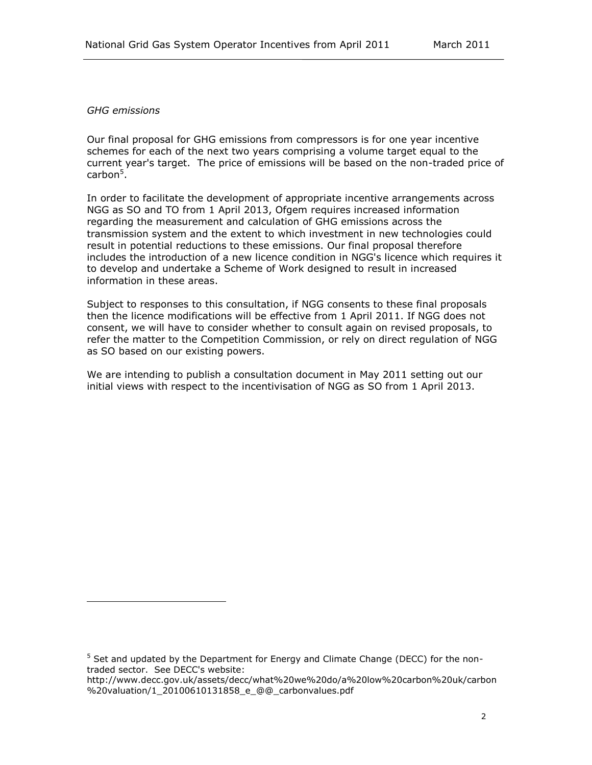*GHG emissions*

Our final proposal for GHG emissions from compressors is for one year incentive schemes for each of the next two years comprising a volume target equal to the current year's target. The price of emissions will be based on the non-traded price of carbon[5].

In order to facilitate the development of appropriate incentive arrangements across NGG as SO and TO from 1 April 2013, Ofgem requires increased information regarding the measurement and calculation of GHG emissions across the transmission system and the extent to which investment in new technologies could result in potential reductions to these emissions. Our final proposal therefore includes the introduction of a new licence condition in NGG's licence which requires it to develop and undertake a Scheme of Work designed to result in increased information in these areas.

Subject to responses to this consultation, if NGG consents to these final proposals then the licence modifications will be effective from 1 April 2011. If NGG does not consent, we will have to consider whether to consult again on revised proposals, to refer the matter to the Competition Commission, or rely on direct regulation of NGG as SO based on our existing powers.

We are intending to publish a consultation document in May 2011 setting out our initial views with respect to the incentivisation of NGG as SO from 1 April 2013.

---

[5] Set and updated by the Department for Energy and Climate Change (DECC) for the non-traded sector. See DECC's website: http://www.decc.gov.uk/assets/decc/what%20we%20do/a%20low%20carbon%20uk/carbon%20valuation/1_20100610131858_e_@@_carbonvalues.pdf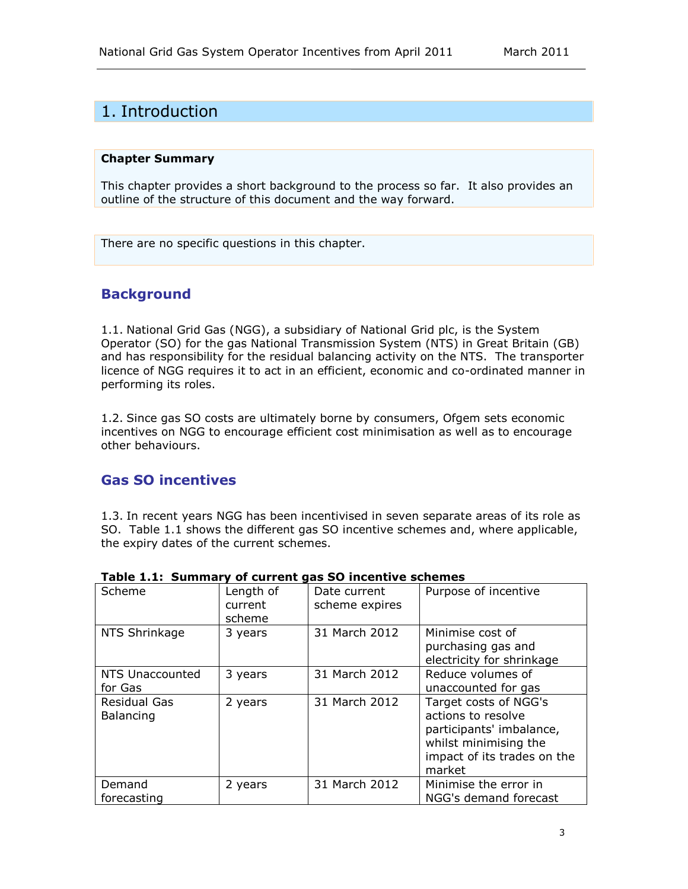# 1. Introduction

**Chapter Summary**

This chapter provides a short background to the process so far. It also provides an outline of the structure of this document and the way forward.

There are no specific questions in this chapter.

## Background

1.1. National Grid Gas (NGG), a subsidiary of National Grid plc, is the System Operator (SO) for the gas National Transmission System (NTS) in Great Britain (GB) and has responsibility for the residual balancing activity on the NTS. The transporter licence of NGG requires it to act in an efficient, economic and co-ordinated manner in performing its roles.

1.2. Since gas SO costs are ultimately borne by consumers, Ofgem sets economic incentives on NGG to encourage efficient cost minimisation as well as to encourage other behaviours.

## Gas SO incentives

1.3. In recent years NGG has been incentivised in seven separate areas of its role as SO. Table 1.1 shows the different gas SO incentive schemes and, where applicable, the expiry dates of the current schemes.

**Table 1.1: Summary of current gas SO incentive schemes**

| Scheme | Length of current scheme | Date current scheme expires | Purpose of incentive |
|---|---|---|---|
| NTS Shrinkage | 3 years | 31 March 2012 | Minimise cost of purchasing gas and electricity for shrinkage |
| NTS Unaccounted for Gas | 3 years | 31 March 2012 | Reduce volumes of unaccounted for gas |
| Residual Gas Balancing | 2 years | 31 March 2012 | Target costs of NGG's actions to resolve participants' imbalance, whilst minimising the impact of its trades on the market |
| Demand forecasting | 2 years | 31 March 2012 | Minimise the error in NGG's demand forecast |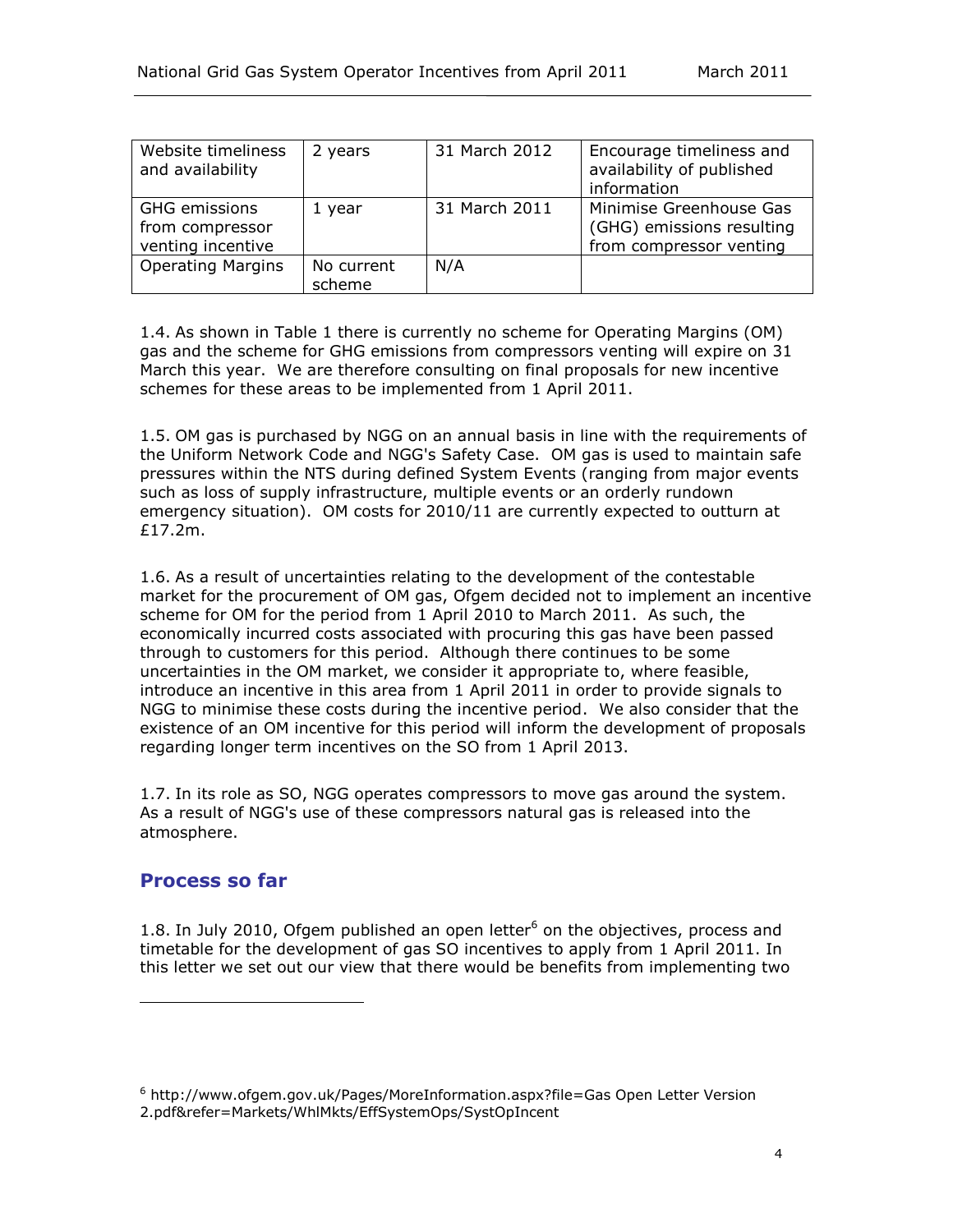| Website timeliness and availability | 2 years | 31 March 2012 | Encourage timeliness and availability of published information |
|---|---|---|---|
| GHG emissions from compressor venting incentive | 1 year | 31 March 2011 | Minimise Greenhouse Gas (GHG) emissions resulting from compressor venting |
| Operating Margins | No current scheme | N/A | |

1.4. As shown in Table 1 there is currently no scheme for Operating Margins (OM) gas and the scheme for GHG emissions from compressors venting will expire on 31 March this year. We are therefore consulting on final proposals for new incentive schemes for these areas to be implemented from 1 April 2011.

1.5. OM gas is purchased by NGG on an annual basis in line with the requirements of the Uniform Network Code and NGG's Safety Case. OM gas is used to maintain safe pressures within the NTS during defined System Events (ranging from major events such as loss of supply infrastructure, multiple events or an orderly rundown emergency situation). OM costs for 2010/11 are currently expected to outturn at £17.2m.

1.6. As a result of uncertainties relating to the development of the contestable market for the procurement of OM gas, Ofgem decided not to implement an incentive scheme for OM for the period from 1 April 2010 to March 2011. As such, the economically incurred costs associated with procuring this gas have been passed through to customers for this period. Although there continues to be some uncertainties in the OM market, we consider it appropriate to, where feasible, introduce an incentive in this area from 1 April 2011 in order to provide signals to NGG to minimise these costs during the incentive period. We also consider that the existence of an OM incentive for this period will inform the development of proposals regarding longer term incentives on the SO from 1 April 2013.

1.7. In its role as SO, NGG operates compressors to move gas around the system. As a result of NGG's use of these compressors natural gas is released into the atmosphere.

## Process so far

1.8. In July 2010, Ofgem published an open letter[6] on the objectives, process and timetable for the development of gas SO incentives to apply from 1 April 2011. In this letter we set out our view that there would be benefits from implementing two

[6] http://www.ofgem.gov.uk/Pages/MoreInformation.aspx?file=Gas Open Letter Version 2.pdf&refer=Markets/WhlMkts/EffSystemOps/SystOpIncent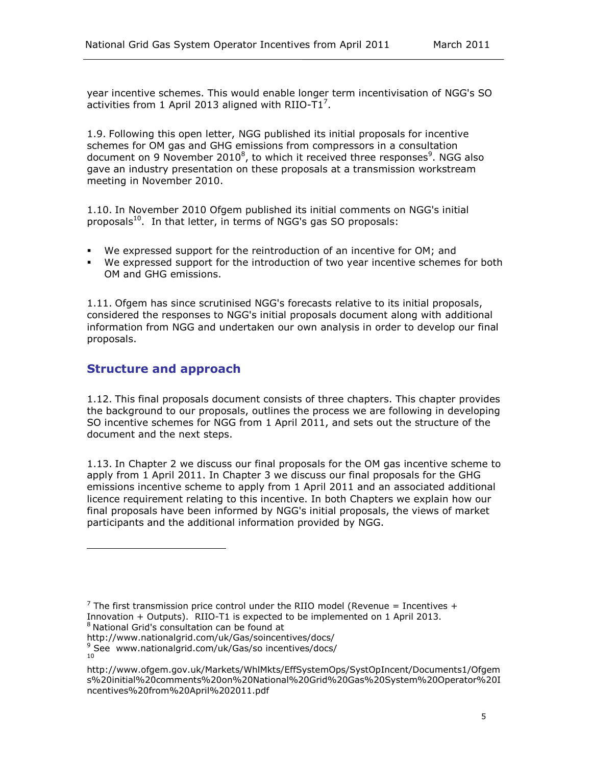year incentive schemes. This would enable longer term incentivisation of NGG's SO activities from 1 April 2013 aligned with RIIO-T1[7].

1.9. Following this open letter, NGG published its initial proposals for incentive schemes for OM gas and GHG emissions from compressors in a consultation document on 9 November 2010[8], to which it received three responses[9]. NGG also gave an industry presentation on these proposals at a transmission workstream meeting in November 2010.

1.10. In November 2010 Ofgem published its initial comments on NGG's initial proposals[10]. In that letter, in terms of NGG's gas SO proposals:

- We expressed support for the reintroduction of an incentive for OM; and
- We expressed support for the introduction of two year incentive schemes for both OM and GHG emissions.

1.11. Ofgem has since scrutinised NGG's forecasts relative to its initial proposals, considered the responses to NGG's initial proposals document along with additional information from NGG and undertaken our own analysis in order to develop our final proposals.

## Structure and approach

1.12. This final proposals document consists of three chapters. This chapter provides the background to our proposals, outlines the process we are following in developing SO incentive schemes for NGG from 1 April 2011, and sets out the structure of the document and the next steps.

1.13. In Chapter 2 we discuss our final proposals for the OM gas incentive scheme to apply from 1 April 2011. In Chapter 3 we discuss our final proposals for the GHG emissions incentive scheme to apply from 1 April 2011 and an associated additional licence requirement relating to this incentive. In both Chapters we explain how our final proposals have been informed by NGG's initial proposals, the views of market participants and the additional information provided by NGG.

---

[7] The first transmission price control under the RIIO model (Revenue = Incentives + Innovation + Outputs). RIIO-T1 is expected to be implemented on 1 April 2013.

[8] National Grid's consultation can be found at http://www.nationalgrid.com/uk/Gas/soincentives/docs/

[9] See www.nationalgrid.com/uk/Gas/so incentives/docs/

[10] http://www.ofgem.gov.uk/Markets/WhlMkts/EffSystemOps/SystOpIncent/Documents1/Ofgems%20initial%20comments%20on%20National%20Grid%20Gas%20System%20Operator%20Incentives%20from%20April%202011.pdf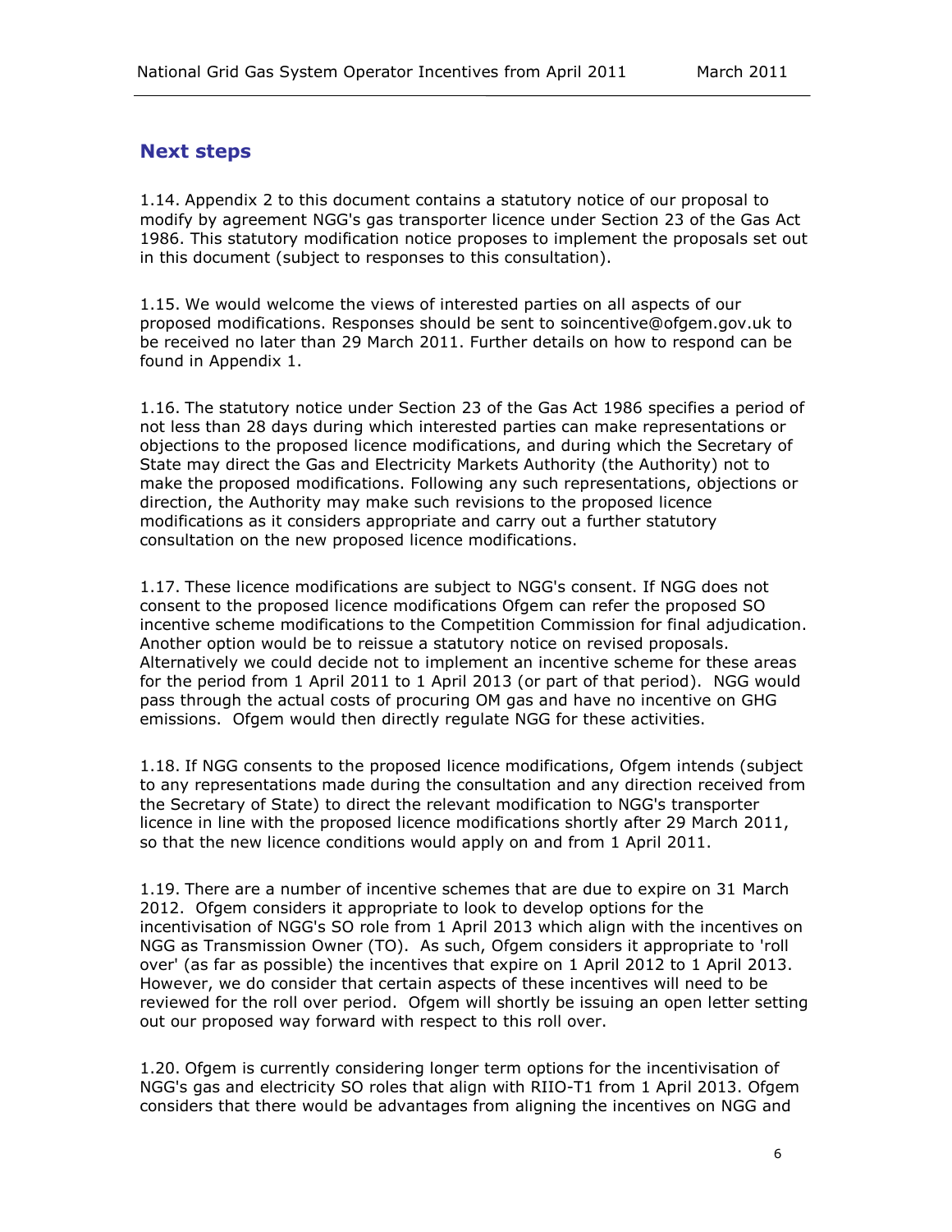## Next steps

1.14. Appendix 2 to this document contains a statutory notice of our proposal to modify by agreement NGG's gas transporter licence under Section 23 of the Gas Act 1986. This statutory modification notice proposes to implement the proposals set out in this document (subject to responses to this consultation).

1.15. We would welcome the views of interested parties on all aspects of our proposed modifications. Responses should be sent to soincentive@ofgem.gov.uk to be received no later than 29 March 2011. Further details on how to respond can be found in Appendix 1.

1.16. The statutory notice under Section 23 of the Gas Act 1986 specifies a period of not less than 28 days during which interested parties can make representations or objections to the proposed licence modifications, and during which the Secretary of State may direct the Gas and Electricity Markets Authority (the Authority) not to make the proposed modifications. Following any such representations, objections or direction, the Authority may make such revisions to the proposed licence modifications as it considers appropriate and carry out a further statutory consultation on the new proposed licence modifications.

1.17. These licence modifications are subject to NGG's consent. If NGG does not consent to the proposed licence modifications Ofgem can refer the proposed SO incentive scheme modifications to the Competition Commission for final adjudication. Another option would be to reissue a statutory notice on revised proposals. Alternatively we could decide not to implement an incentive scheme for these areas for the period from 1 April 2011 to 1 April 2013 (or part of that period). NGG would pass through the actual costs of procuring OM gas and have no incentive on GHG emissions. Ofgem would then directly regulate NGG for these activities.

1.18. If NGG consents to the proposed licence modifications, Ofgem intends (subject to any representations made during the consultation and any direction received from the Secretary of State) to direct the relevant modification to NGG's transporter licence in line with the proposed licence modifications shortly after 29 March 2011, so that the new licence conditions would apply on and from 1 April 2011.

1.19. There are a number of incentive schemes that are due to expire on 31 March 2012. Ofgem considers it appropriate to look to develop options for the incentivisation of NGG's SO role from 1 April 2013 which align with the incentives on NGG as Transmission Owner (TO). As such, Ofgem considers it appropriate to 'roll over' (as far as possible) the incentives that expire on 1 April 2012 to 1 April 2013. However, we do consider that certain aspects of these incentives will need to be reviewed for the roll over period. Ofgem will shortly be issuing an open letter setting out our proposed way forward with respect to this roll over.

1.20. Ofgem is currently considering longer term options for the incentivisation of NGG's gas and electricity SO roles that align with RIIO-T1 from 1 April 2013. Ofgem considers that there would be advantages from aligning the incentives on NGG and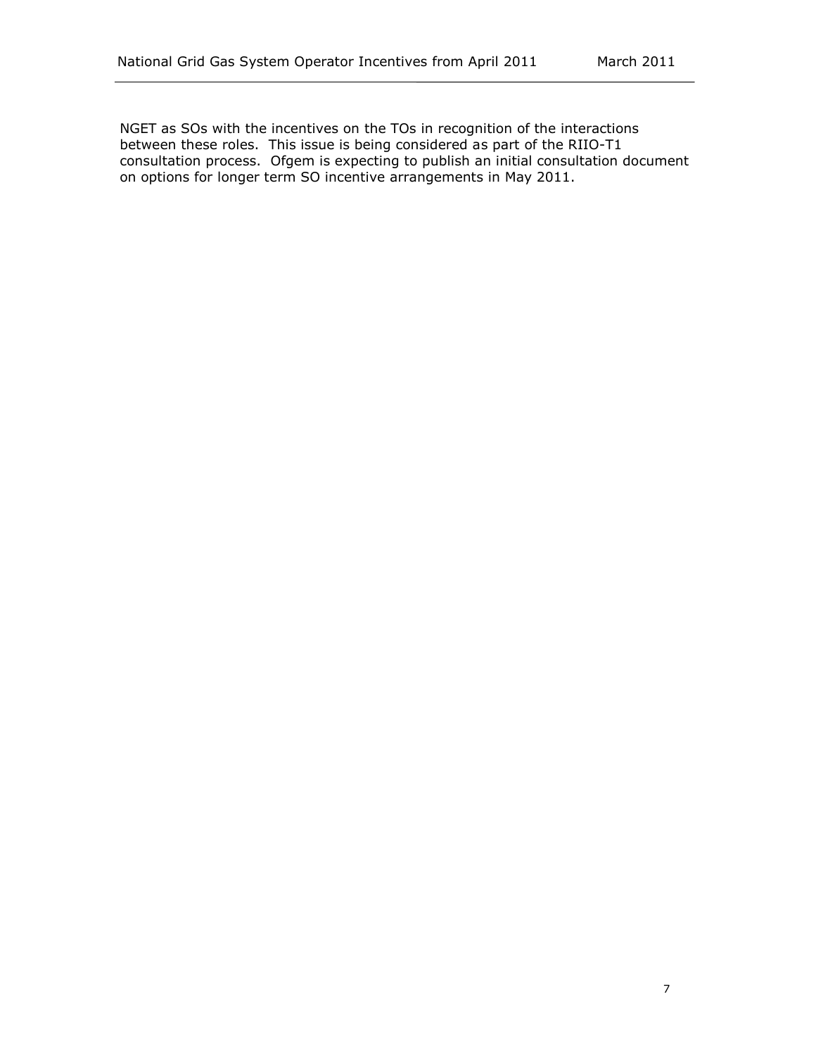NGET as SOs with the incentives on the TOs in recognition of the interactions between these roles. This issue is being considered as part of the RIIO-T1 consultation process. Ofgem is expecting to publish an initial consultation document on options for longer term SO incentive arrangements in May 2011.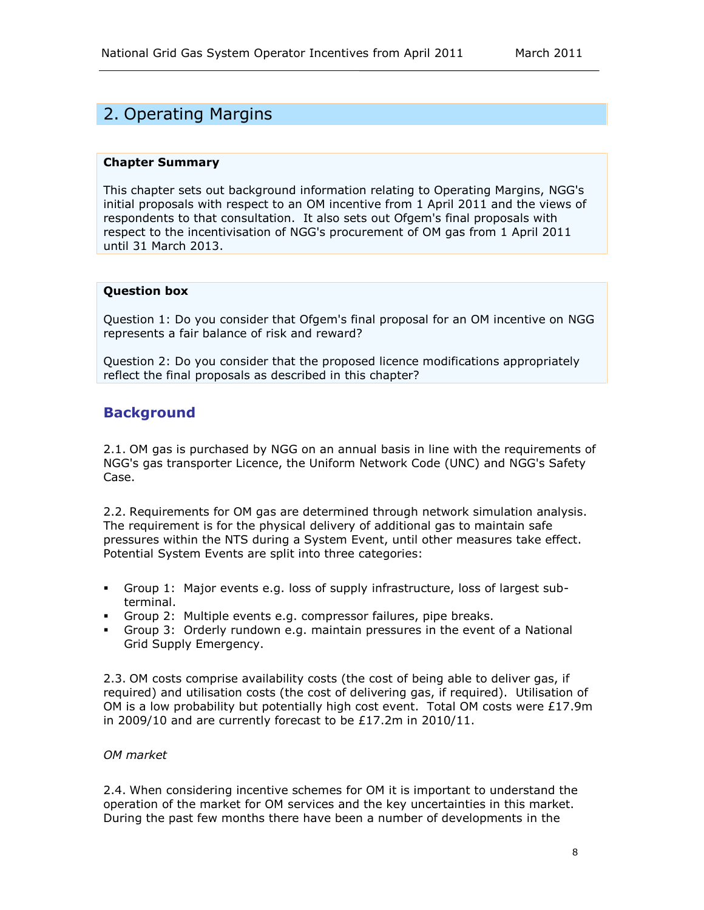## 2. Operating Margins

**Chapter Summary**

This chapter sets out background information relating to Operating Margins, NGG's initial proposals with respect to an OM incentive from 1 April 2011 and the views of respondents to that consultation. It also sets out Ofgem's final proposals with respect to the incentivisation of NGG's procurement of OM gas from 1 April 2011 until 31 March 2013.

**Question box**

Question 1: Do you consider that Ofgem's final proposal for an OM incentive on NGG represents a fair balance of risk and reward?

Question 2: Do you consider that the proposed licence modifications appropriately reflect the final proposals as described in this chapter?

### Background

2.1. OM gas is purchased by NGG on an annual basis in line with the requirements of NGG's gas transporter Licence, the Uniform Network Code (UNC) and NGG's Safety Case.

2.2. Requirements for OM gas are determined through network simulation analysis. The requirement is for the physical delivery of additional gas to maintain safe pressures within the NTS during a System Event, until other measures take effect. Potential System Events are split into three categories:

- Group 1: Major events e.g. loss of supply infrastructure, loss of largest sub-terminal.
- Group 2: Multiple events e.g. compressor failures, pipe breaks.
- Group 3: Orderly rundown e.g. maintain pressures in the event of a National Grid Supply Emergency.

2.3. OM costs comprise availability costs (the cost of being able to deliver gas, if required) and utilisation costs (the cost of delivering gas, if required). Utilisation of OM is a low probability but potentially high cost event. Total OM costs were £17.9m in 2009/10 and are currently forecast to be £17.2m in 2010/11.

*OM market*

2.4. When considering incentive schemes for OM it is important to understand the operation of the market for OM services and the key uncertainties in this market. During the past few months there have been a number of developments in the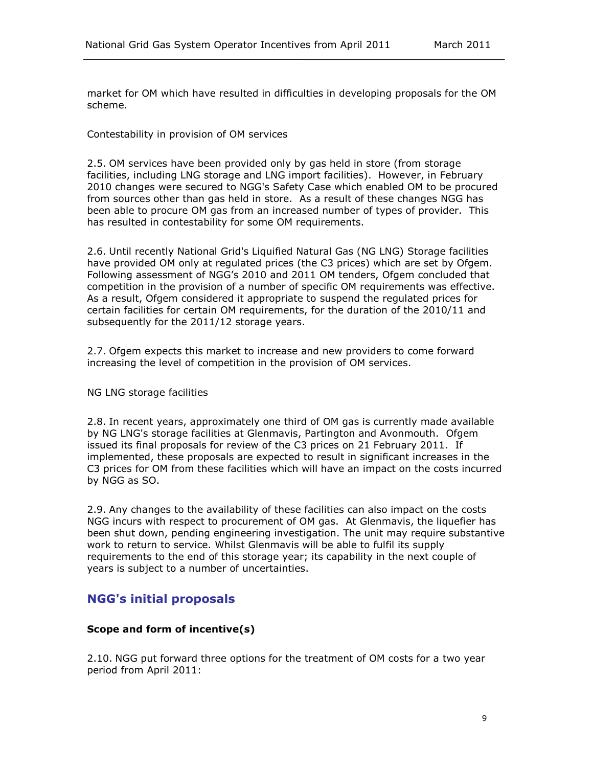market for OM which have resulted in difficulties in developing proposals for the OM scheme.

Contestability in provision of OM services

2.5. OM services have been provided only by gas held in store (from storage facilities, including LNG storage and LNG import facilities). However, in February 2010 changes were secured to NGG's Safety Case which enabled OM to be procured from sources other than gas held in store. As a result of these changes NGG has been able to procure OM gas from an increased number of types of provider. This has resulted in contestability for some OM requirements.

2.6. Until recently National Grid's Liquified Natural Gas (NG LNG) Storage facilities have provided OM only at regulated prices (the C3 prices) which are set by Ofgem. Following assessment of NGG's 2010 and 2011 OM tenders, Ofgem concluded that competition in the provision of a number of specific OM requirements was effective. As a result, Ofgem considered it appropriate to suspend the regulated prices for certain facilities for certain OM requirements, for the duration of the 2010/11 and subsequently for the 2011/12 storage years.

2.7. Ofgem expects this market to increase and new providers to come forward increasing the level of competition in the provision of OM services.

NG LNG storage facilities

2.8. In recent years, approximately one third of OM gas is currently made available by NG LNG's storage facilities at Glenmavis, Partington and Avonmouth. Ofgem issued its final proposals for review of the C3 prices on 21 February 2011. If implemented, these proposals are expected to result in significant increases in the C3 prices for OM from these facilities which will have an impact on the costs incurred by NGG as SO.

2.9. Any changes to the availability of these facilities can also impact on the costs NGG incurs with respect to procurement of OM gas. At Glenmavis, the liquefier has been shut down, pending engineering investigation. The unit may require substantive work to return to service. Whilst Glenmavis will be able to fulfil its supply requirements to the end of this storage year; its capability in the next couple of years is subject to a number of uncertainties.

## NGG's initial proposals

### Scope and form of incentive(s)

2.10. NGG put forward three options for the treatment of OM costs for a two year period from April 2011: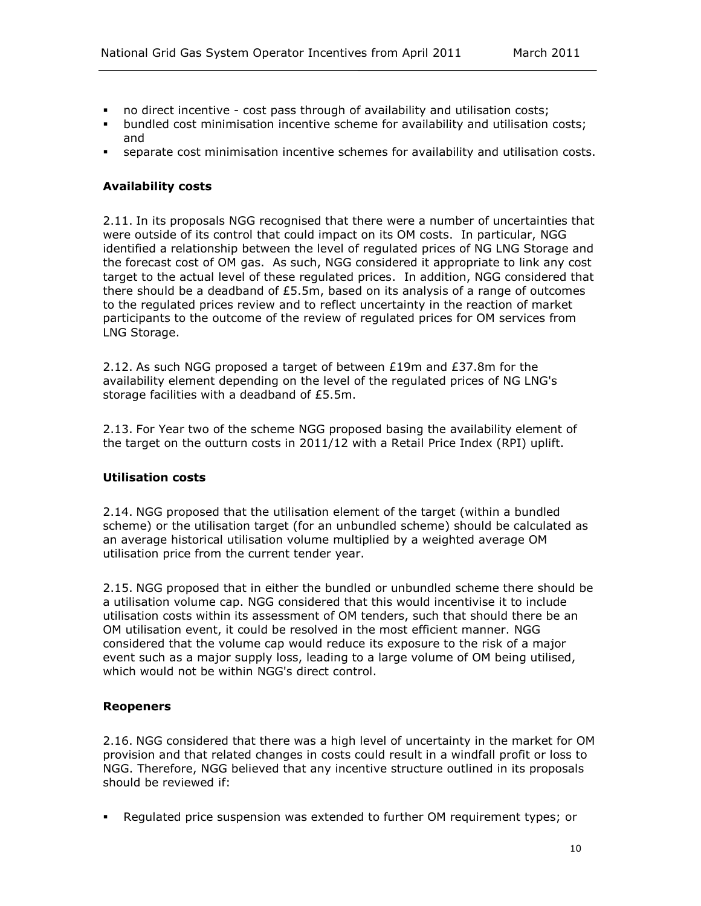- no direct incentive - cost pass through of availability and utilisation costs;
- bundled cost minimisation incentive scheme for availability and utilisation costs; and
- separate cost minimisation incentive schemes for availability and utilisation costs.

### Availability costs

2.11. In its proposals NGG recognised that there were a number of uncertainties that were outside of its control that could impact on its OM costs. In particular, NGG identified a relationship between the level of regulated prices of NG LNG Storage and the forecast cost of OM gas. As such, NGG considered it appropriate to link any cost target to the actual level of these regulated prices. In addition, NGG considered that there should be a deadband of £5.5m, based on its analysis of a range of outcomes to the regulated prices review and to reflect uncertainty in the reaction of market participants to the outcome of the review of regulated prices for OM services from LNG Storage.

2.12. As such NGG proposed a target of between £19m and £37.8m for the availability element depending on the level of the regulated prices of NG LNG's storage facilities with a deadband of £5.5m.

2.13. For Year two of the scheme NGG proposed basing the availability element of the target on the outturn costs in 2011/12 with a Retail Price Index (RPI) uplift.

### Utilisation costs

2.14. NGG proposed that the utilisation element of the target (within a bundled scheme) or the utilisation target (for an unbundled scheme) should be calculated as an average historical utilisation volume multiplied by a weighted average OM utilisation price from the current tender year.

2.15. NGG proposed that in either the bundled or unbundled scheme there should be a utilisation volume cap. NGG considered that this would incentivise it to include utilisation costs within its assessment of OM tenders, such that should there be an OM utilisation event, it could be resolved in the most efficient manner. NGG considered that the volume cap would reduce its exposure to the risk of a major event such as a major supply loss, leading to a large volume of OM being utilised, which would not be within NGG's direct control.

### Reopeners

2.16. NGG considered that there was a high level of uncertainty in the market for OM provision and that related changes in costs could result in a windfall profit or loss to NGG. Therefore, NGG believed that any incentive structure outlined in its proposals should be reviewed if:

- Regulated price suspension was extended to further OM requirement types; or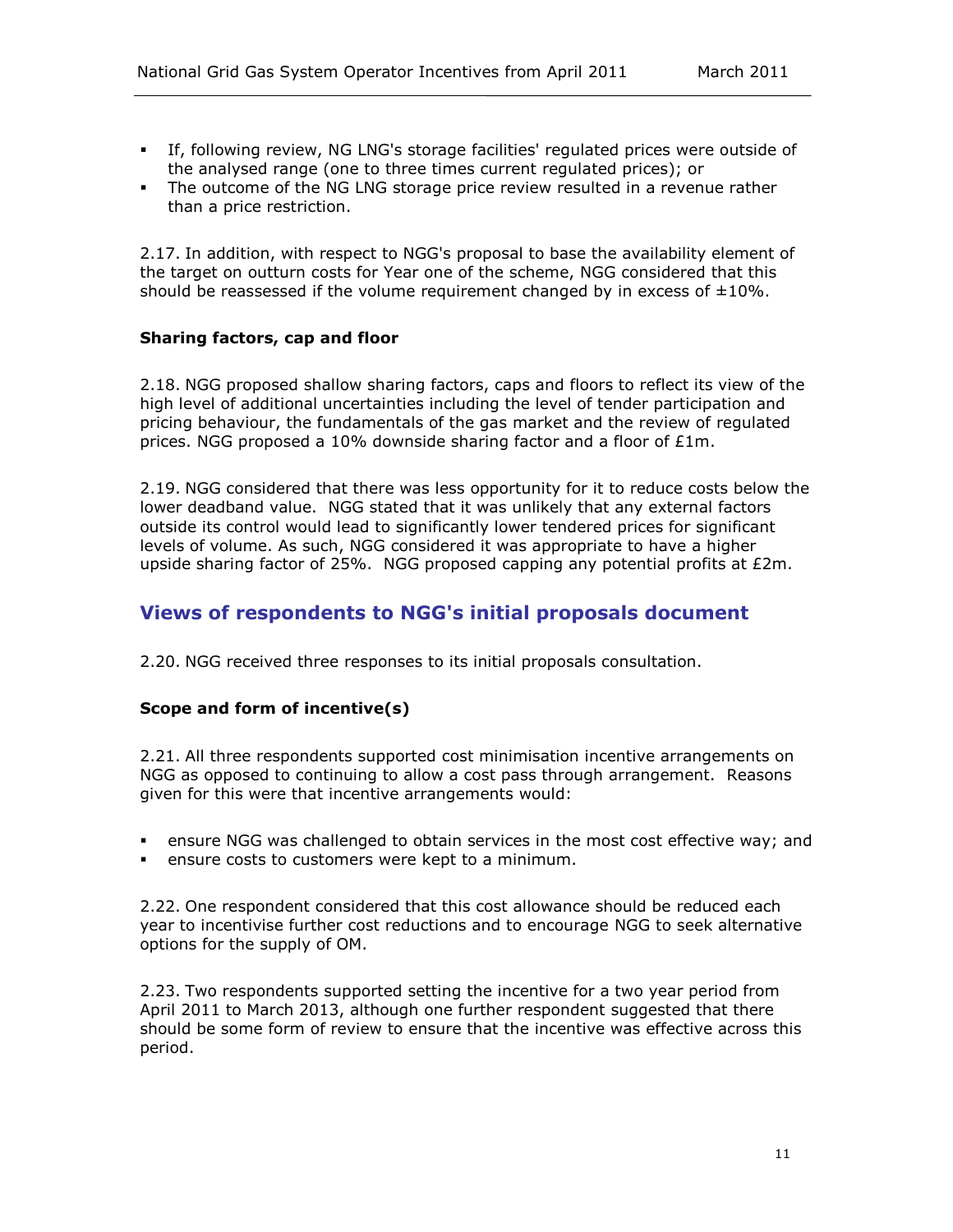- If, following review, NG LNG's storage facilities' regulated prices were outside of the analysed range (one to three times current regulated prices); or
- The outcome of the NG LNG storage price review resulted in a revenue rather than a price restriction.

2.17. In addition, with respect to NGG's proposal to base the availability element of the target on outturn costs for Year one of the scheme, NGG considered that this should be reassessed if the volume requirement changed by in excess of ±10%.

**Sharing factors, cap and floor**

2.18. NGG proposed shallow sharing factors, caps and floors to reflect its view of the high level of additional uncertainties including the level of tender participation and pricing behaviour, the fundamentals of the gas market and the review of regulated prices. NGG proposed a 10% downside sharing factor and a floor of £1m.

2.19. NGG considered that there was less opportunity for it to reduce costs below the lower deadband value. NGG stated that it was unlikely that any external factors outside its control would lead to significantly lower tendered prices for significant levels of volume. As such, NGG considered it was appropriate to have a higher upside sharing factor of 25%. NGG proposed capping any potential profits at £2m.

## Views of respondents to NGG's initial proposals document

2.20. NGG received three responses to its initial proposals consultation.

**Scope and form of incentive(s)**

2.21. All three respondents supported cost minimisation incentive arrangements on NGG as opposed to continuing to allow a cost pass through arrangement. Reasons given for this were that incentive arrangements would:

- ensure NGG was challenged to obtain services in the most cost effective way; and
- ensure costs to customers were kept to a minimum.

2.22. One respondent considered that this cost allowance should be reduced each year to incentivise further cost reductions and to encourage NGG to seek alternative options for the supply of OM.

2.23. Two respondents supported setting the incentive for a two year period from April 2011 to March 2013, although one further respondent suggested that there should be some form of review to ensure that the incentive was effective across this period.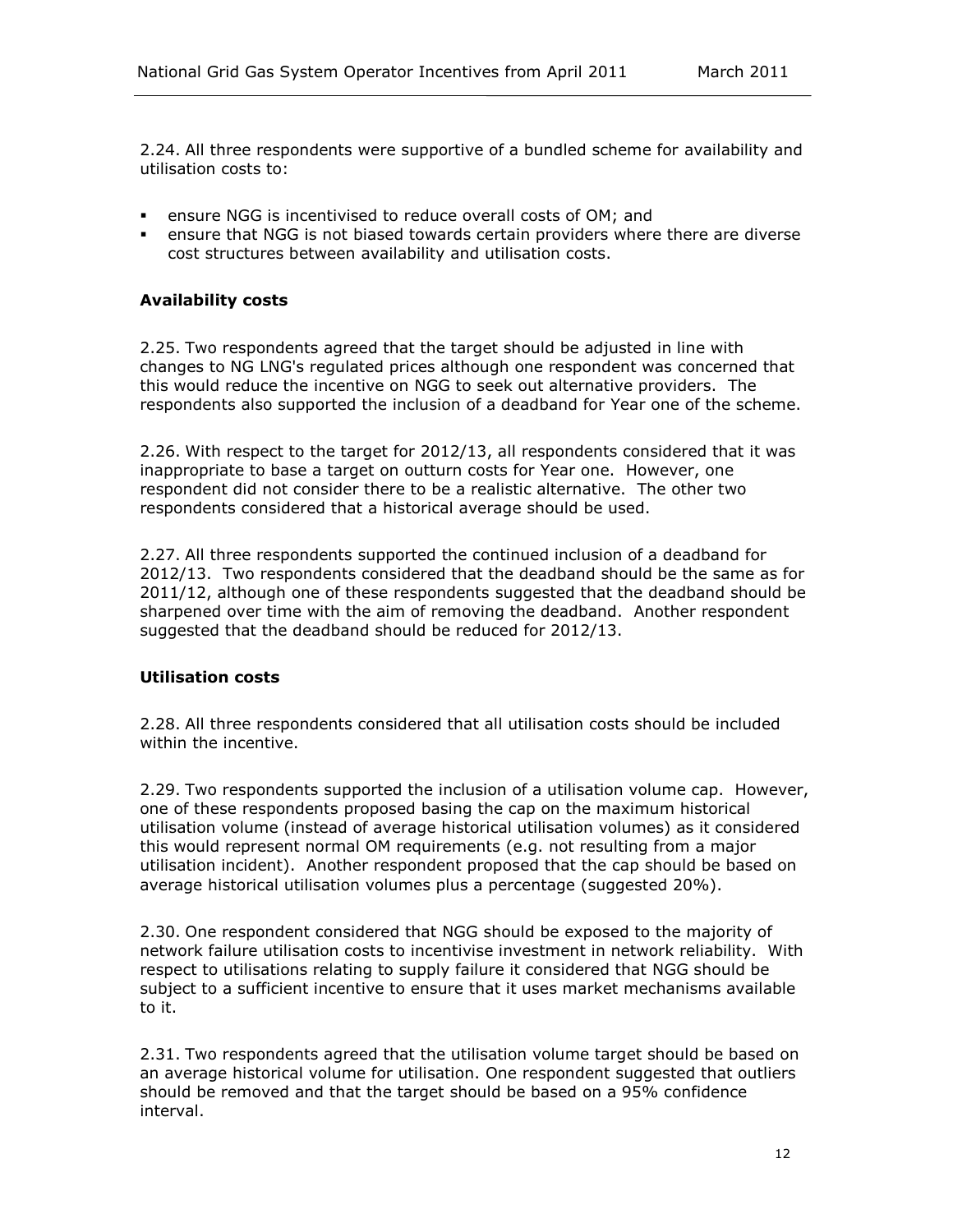2.24. All three respondents were supportive of a bundled scheme for availability and utilisation costs to:

- ensure NGG is incentivised to reduce overall costs of OM; and
- ensure that NGG is not biased towards certain providers where there are diverse cost structures between availability and utilisation costs.

**Availability costs**

2.25. Two respondents agreed that the target should be adjusted in line with changes to NG LNG's regulated prices although one respondent was concerned that this would reduce the incentive on NGG to seek out alternative providers. The respondents also supported the inclusion of a deadband for Year one of the scheme.

2.26. With respect to the target for 2012/13, all respondents considered that it was inappropriate to base a target on outturn costs for Year one. However, one respondent did not consider there to be a realistic alternative. The other two respondents considered that a historical average should be used.

2.27. All three respondents supported the continued inclusion of a deadband for 2012/13. Two respondents considered that the deadband should be the same as for 2011/12, although one of these respondents suggested that the deadband should be sharpened over time with the aim of removing the deadband. Another respondent suggested that the deadband should be reduced for 2012/13.

**Utilisation costs**

2.28. All three respondents considered that all utilisation costs should be included within the incentive.

2.29. Two respondents supported the inclusion of a utilisation volume cap. However, one of these respondents proposed basing the cap on the maximum historical utilisation volume (instead of average historical utilisation volumes) as it considered this would represent normal OM requirements (e.g. not resulting from a major utilisation incident). Another respondent proposed that the cap should be based on average historical utilisation volumes plus a percentage (suggested 20%).

2.30. One respondent considered that NGG should be exposed to the majority of network failure utilisation costs to incentivise investment in network reliability. With respect to utilisations relating to supply failure it considered that NGG should be subject to a sufficient incentive to ensure that it uses market mechanisms available to it.

2.31. Two respondents agreed that the utilisation volume target should be based on an average historical volume for utilisation. One respondent suggested that outliers should be removed and that the target should be based on a 95% confidence interval.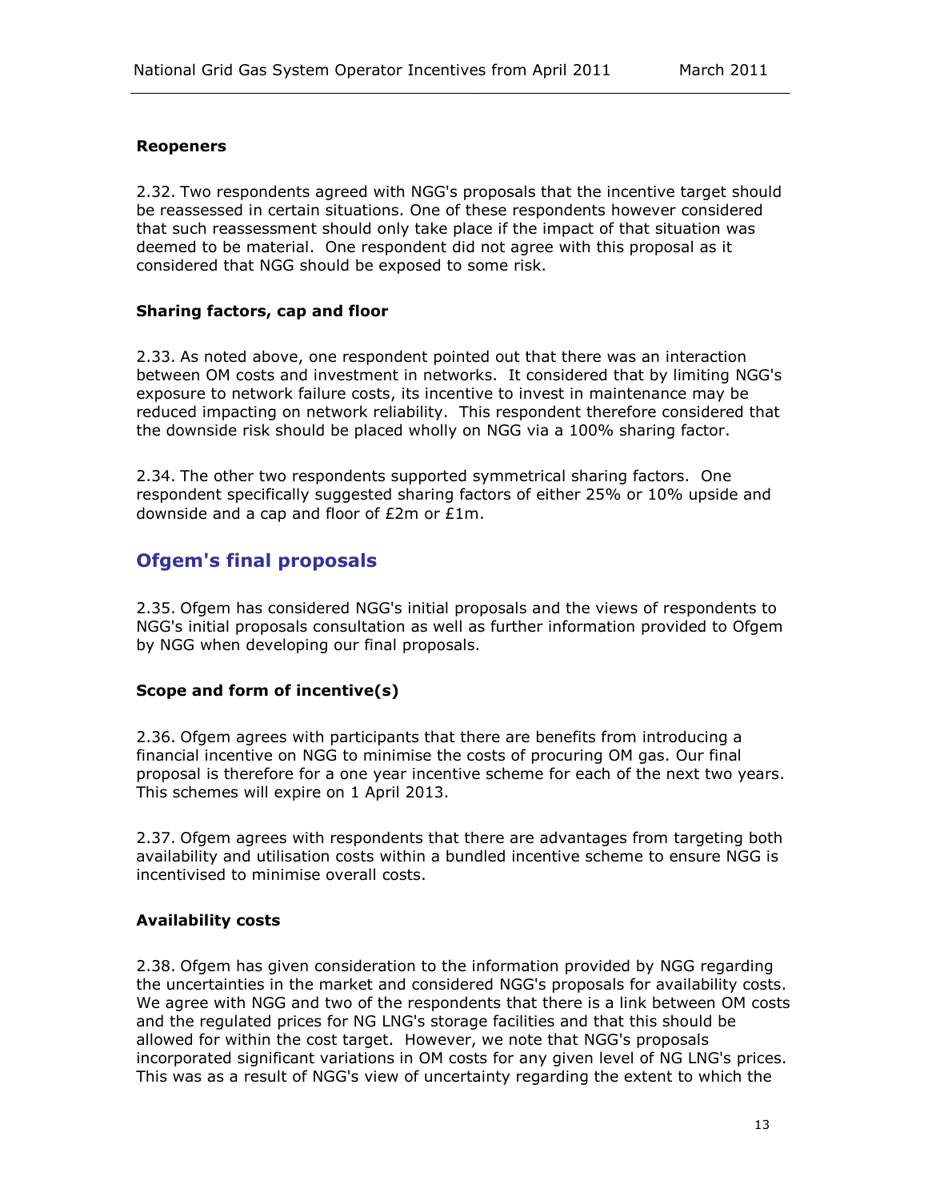#### Reopeners

2.32. Two respondents agreed with NGG's proposals that the incentive target should be reassessed in certain situations. One of these respondents however considered that such reassessment should only take place if the impact of that situation was deemed to be material. One respondent did not agree with this proposal as it considered that NGG should be exposed to some risk.

#### Sharing factors, cap and floor

2.33. As noted above, one respondent pointed out that there was an interaction between OM costs and investment in networks. It considered that by limiting NGG's exposure to network failure costs, its incentive to invest in maintenance may be reduced impacting on network reliability. This respondent therefore considered that the downside risk should be placed wholly on NGG via a 100% sharing factor.

2.34. The other two respondents supported symmetrical sharing factors. One respondent specifically suggested sharing factors of either 25% or 10% upside and downside and a cap and floor of £2m or £1m.

## Ofgem's final proposals

2.35. Ofgem has considered NGG's initial proposals and the views of respondents to NGG's initial proposals consultation as well as further information provided to Ofgem by NGG when developing our final proposals.

#### Scope and form of incentive(s)

2.36. Ofgem agrees with participants that there are benefits from introducing a financial incentive on NGG to minimise the costs of procuring OM gas. Our final proposal is therefore for a one year incentive scheme for each of the next two years. This schemes will expire on 1 April 2013.

2.37. Ofgem agrees with respondents that there are advantages from targeting both availability and utilisation costs within a bundled incentive scheme to ensure NGG is incentivised to minimise overall costs.

#### Availability costs

2.38. Ofgem has given consideration to the information provided by NGG regarding the uncertainties in the market and considered NGG's proposals for availability costs. We agree with NGG and two of the respondents that there is a link between OM costs and the regulated prices for NG LNG's storage facilities and that this should be allowed for within the cost target. However, we note that NGG's proposals incorporated significant variations in OM costs for any given level of NG LNG's prices. This was as a result of NGG's view of uncertainty regarding the extent to which the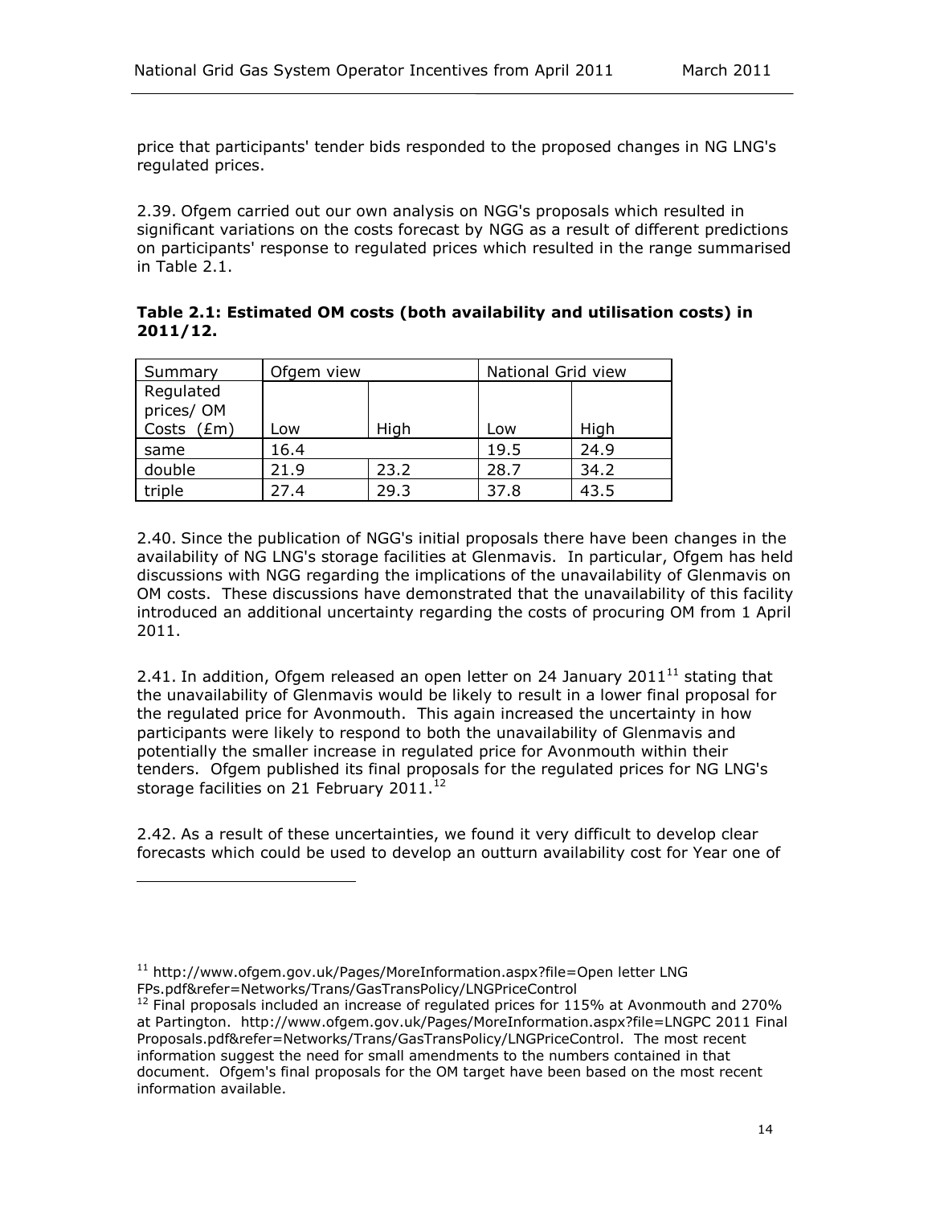price that participants' tender bids responded to the proposed changes in NG LNG's regulated prices.

2.39. Ofgem carried out our own analysis on NGG's proposals which resulted in significant variations on the costs forecast by NGG as a result of different predictions on participants' response to regulated prices which resulted in the range summarised in Table 2.1.

**Table 2.1: Estimated OM costs (both availability and utilisation costs) in 2011/12.**

| Summary | Ofgem view | | National Grid view | |
|---|---|---|---|---|
| Regulated prices/ OM Costs (£m) | Low | High | Low | High |
| same | 16.4 | | 19.5 | 24.9 |
| double | 21.9 | 23.2 | 28.7 | 34.2 |
| triple | 27.4 | 29.3 | 37.8 | 43.5 |

2.40. Since the publication of NGG's initial proposals there have been changes in the availability of NG LNG's storage facilities at Glenmavis. In particular, Ofgem has held discussions with NGG regarding the implications of the unavailability of Glenmavis on OM costs. These discussions have demonstrated that the unavailability of this facility introduced an additional uncertainty regarding the costs of procuring OM from 1 April 2011.

2.41. In addition, Ofgem released an open letter on 24 January 2011[11] stating that the unavailability of Glenmavis would be likely to result in a lower final proposal for the regulated price for Avonmouth. This again increased the uncertainty in how participants were likely to respond to both the unavailability of Glenmavis and potentially the smaller increase in regulated price for Avonmouth within their tenders. Ofgem published its final proposals for the regulated prices for NG LNG's storage facilities on 21 February 2011.[12]

2.42. As a result of these uncertainties, we found it very difficult to develop clear forecasts which could be used to develop an outturn availability cost for Year one of

[11] http://www.ofgem.gov.uk/Pages/MoreInformation.aspx?file=Open letter LNG FPs.pdf&refer=Networks/Trans/GasTransPolicy/LNGPriceControl

[12] Final proposals included an increase of regulated prices for 115% at Avonmouth and 270% at Partington. http://www.ofgem.gov.uk/Pages/MoreInformation.aspx?file=LNGPC 2011 Final Proposals.pdf&refer=Networks/Trans/GasTransPolicy/LNGPriceControl. The most recent information suggest the need for small amendments to the numbers contained in that document. Ofgem's final proposals for the OM target have been based on the most recent information available.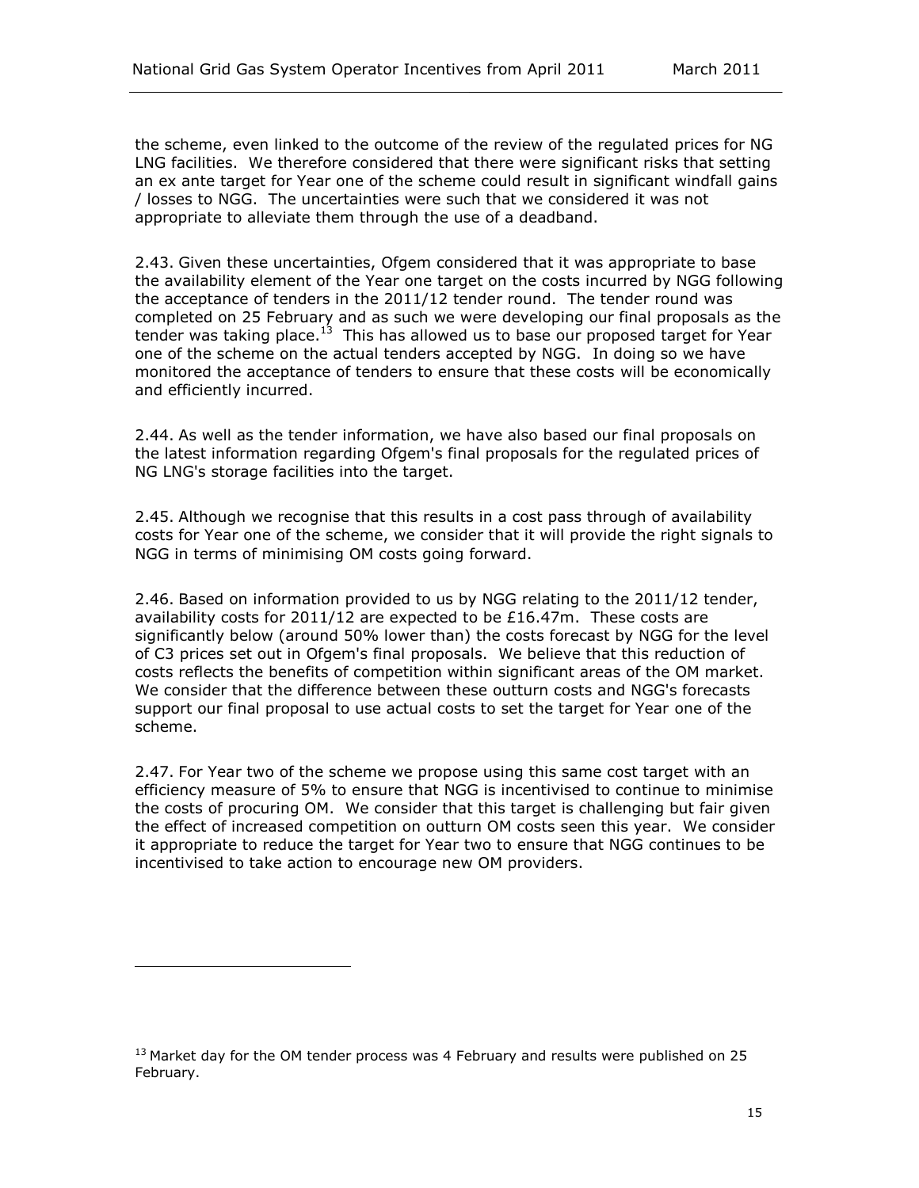the scheme, even linked to the outcome of the review of the regulated prices for NG LNG facilities. We therefore considered that there were significant risks that setting an ex ante target for Year one of the scheme could result in significant windfall gains / losses to NGG. The uncertainties were such that we considered it was not appropriate to alleviate them through the use of a deadband.

2.43. Given these uncertainties, Ofgem considered that it was appropriate to base the availability element of the Year one target on the costs incurred by NGG following the acceptance of tenders in the 2011/12 tender round. The tender round was completed on 25 February and as such we were developing our final proposals as the tender was taking place.[13] This has allowed us to base our proposed target for Year one of the scheme on the actual tenders accepted by NGG. In doing so we have monitored the acceptance of tenders to ensure that these costs will be economically and efficiently incurred.

2.44. As well as the tender information, we have also based our final proposals on the latest information regarding Ofgem's final proposals for the regulated prices of NG LNG's storage facilities into the target.

2.45. Although we recognise that this results in a cost pass through of availability costs for Year one of the scheme, we consider that it will provide the right signals to NGG in terms of minimising OM costs going forward.

2.46. Based on information provided to us by NGG relating to the 2011/12 tender, availability costs for 2011/12 are expected to be £16.47m. These costs are significantly below (around 50% lower than) the costs forecast by NGG for the level of C3 prices set out in Ofgem's final proposals. We believe that this reduction of costs reflects the benefits of competition within significant areas of the OM market. We consider that the difference between these outturn costs and NGG's forecasts support our final proposal to use actual costs to set the target for Year one of the scheme.

2.47. For Year two of the scheme we propose using this same cost target with an efficiency measure of 5% to ensure that NGG is incentivised to continue to minimise the costs of procuring OM. We consider that this target is challenging but fair given the effect of increased competition on outturn OM costs seen this year. We consider it appropriate to reduce the target for Year two to ensure that NGG continues to be incentivised to take action to encourage new OM providers.

[13] Market day for the OM tender process was 4 February and results were published on 25 February.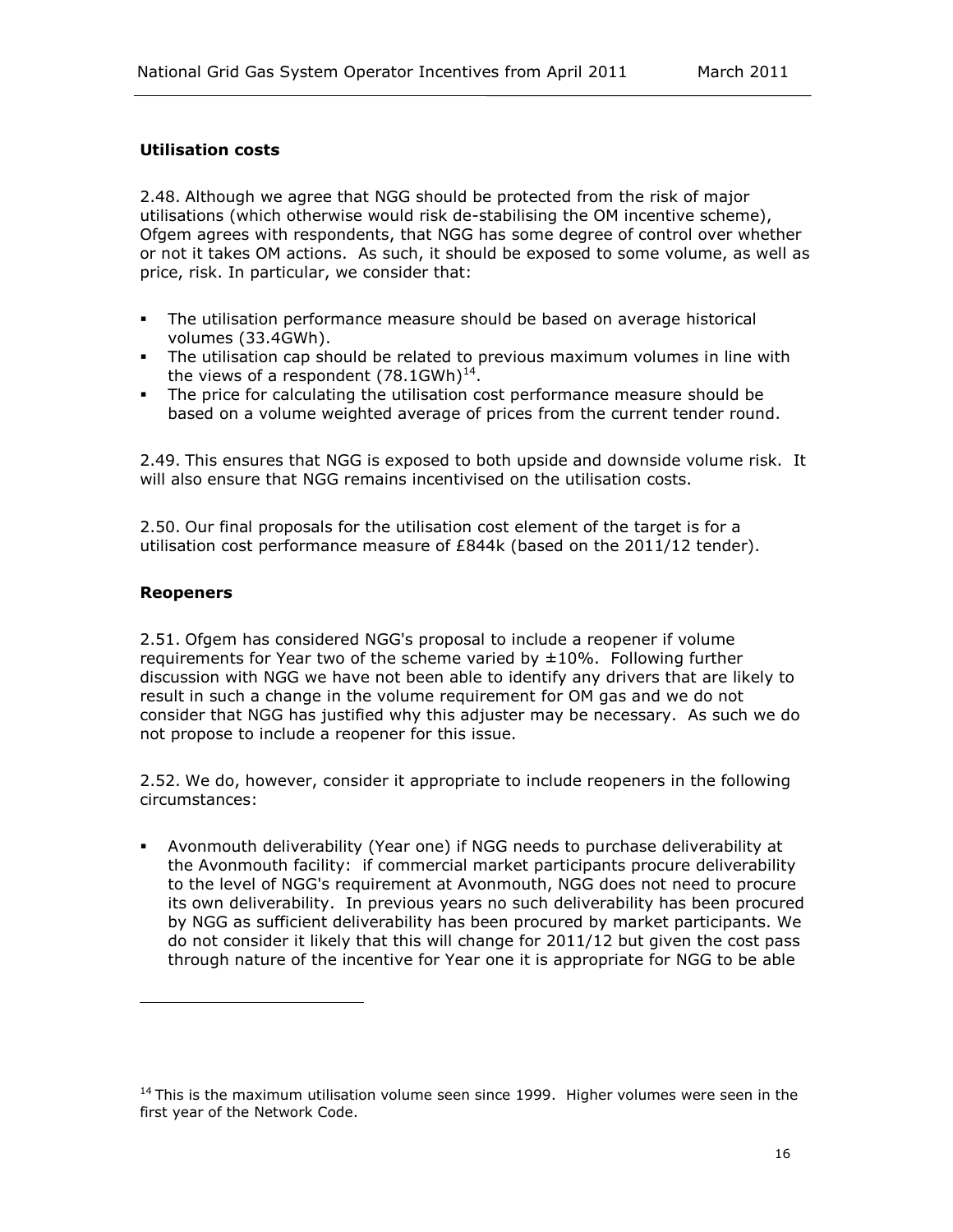### Utilisation costs

2.48. Although we agree that NGG should be protected from the risk of major utilisations (which otherwise would risk de-stabilising the OM incentive scheme), Ofgem agrees with respondents, that NGG has some degree of control over whether or not it takes OM actions. As such, it should be exposed to some volume, as well as price, risk. In particular, we consider that:

- The utilisation performance measure should be based on average historical volumes (33.4GWh).
- The utilisation cap should be related to previous maximum volumes in line with the views of a respondent (78.1GWh)[14].
- The price for calculating the utilisation cost performance measure should be based on a volume weighted average of prices from the current tender round.

2.49. This ensures that NGG is exposed to both upside and downside volume risk. It will also ensure that NGG remains incentivised on the utilisation costs.

2.50. Our final proposals for the utilisation cost element of the target is for a utilisation cost performance measure of £844k (based on the 2011/12 tender).

### Reopeners

2.51. Ofgem has considered NGG's proposal to include a reopener if volume requirements for Year two of the scheme varied by ±10%. Following further discussion with NGG we have not been able to identify any drivers that are likely to result in such a change in the volume requirement for OM gas and we do not consider that NGG has justified why this adjuster may be necessary. As such we do not propose to include a reopener for this issue.

2.52. We do, however, consider it appropriate to include reopeners in the following circumstances:

- Avonmouth deliverability (Year one) if NGG needs to purchase deliverability at the Avonmouth facility: if commercial market participants procure deliverability to the level of NGG's requirement at Avonmouth, NGG does not need to procure its own deliverability. In previous years no such deliverability has been procured by NGG as sufficient deliverability has been procured by market participants. We do not consider it likely that this will change for 2011/12 but given the cost pass through nature of the incentive for Year one it is appropriate for NGG to be able

[14] This is the maximum utilisation volume seen since 1999. Higher volumes were seen in the first year of the Network Code.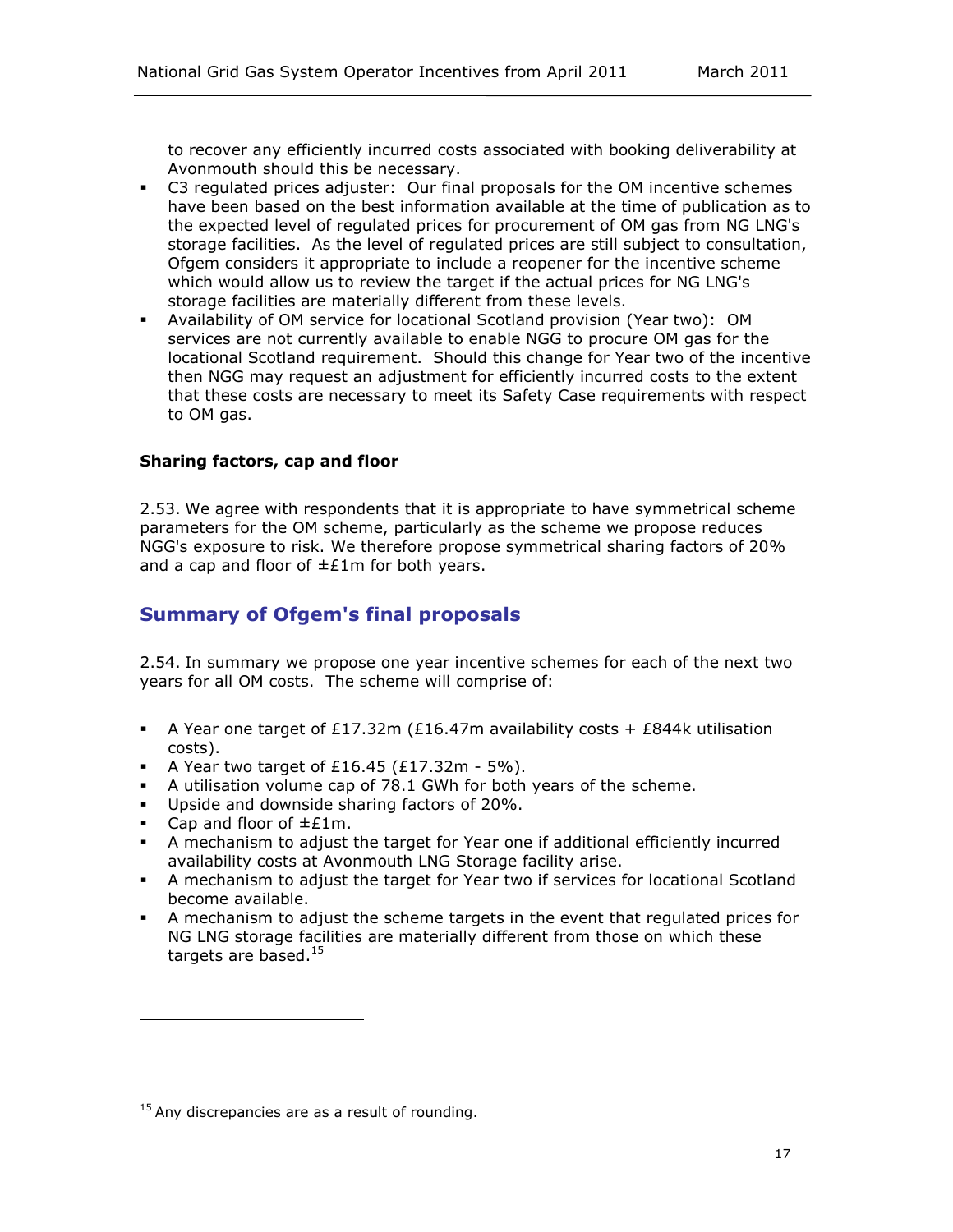to recover any efficiently incurred costs associated with booking deliverability at Avonmouth should this be necessary.

- C3 regulated prices adjuster: Our final proposals for the OM incentive schemes have been based on the best information available at the time of publication as to the expected level of regulated prices for procurement of OM gas from NG LNG's storage facilities. As the level of regulated prices are still subject to consultation, Ofgem considers it appropriate to include a reopener for the incentive scheme which would allow us to review the target if the actual prices for NG LNG's storage facilities are materially different from these levels.
- Availability of OM service for locational Scotland provision (Year two): OM services are not currently available to enable NGG to procure OM gas for the locational Scotland requirement. Should this change for Year two of the incentive then NGG may request an adjustment for efficiently incurred costs to the extent that these costs are necessary to meet its Safety Case requirements with respect to OM gas.

**Sharing factors, cap and floor**

2.53. We agree with respondents that it is appropriate to have symmetrical scheme parameters for the OM scheme, particularly as the scheme we propose reduces NGG's exposure to risk. We therefore propose symmetrical sharing factors of 20% and a cap and floor of ±£1m for both years.

## Summary of Ofgem's final proposals

2.54. In summary we propose one year incentive schemes for each of the next two years for all OM costs. The scheme will comprise of:

- A Year one target of £17.32m (£16.47m availability costs + £844k utilisation costs).
- A Year two target of £16.45 (£17.32m - 5%).
- A utilisation volume cap of 78.1 GWh for both years of the scheme.
- Upside and downside sharing factors of 20%.
- Cap and floor of ±£1m.
- A mechanism to adjust the target for Year one if additional efficiently incurred availability costs at Avonmouth LNG Storage facility arise.
- A mechanism to adjust the target for Year two if services for locational Scotland become available.
- A mechanism to adjust the scheme targets in the event that regulated prices for NG LNG storage facilities are materially different from those on which these targets are based.[15]

[15] Any discrepancies are as a result of rounding.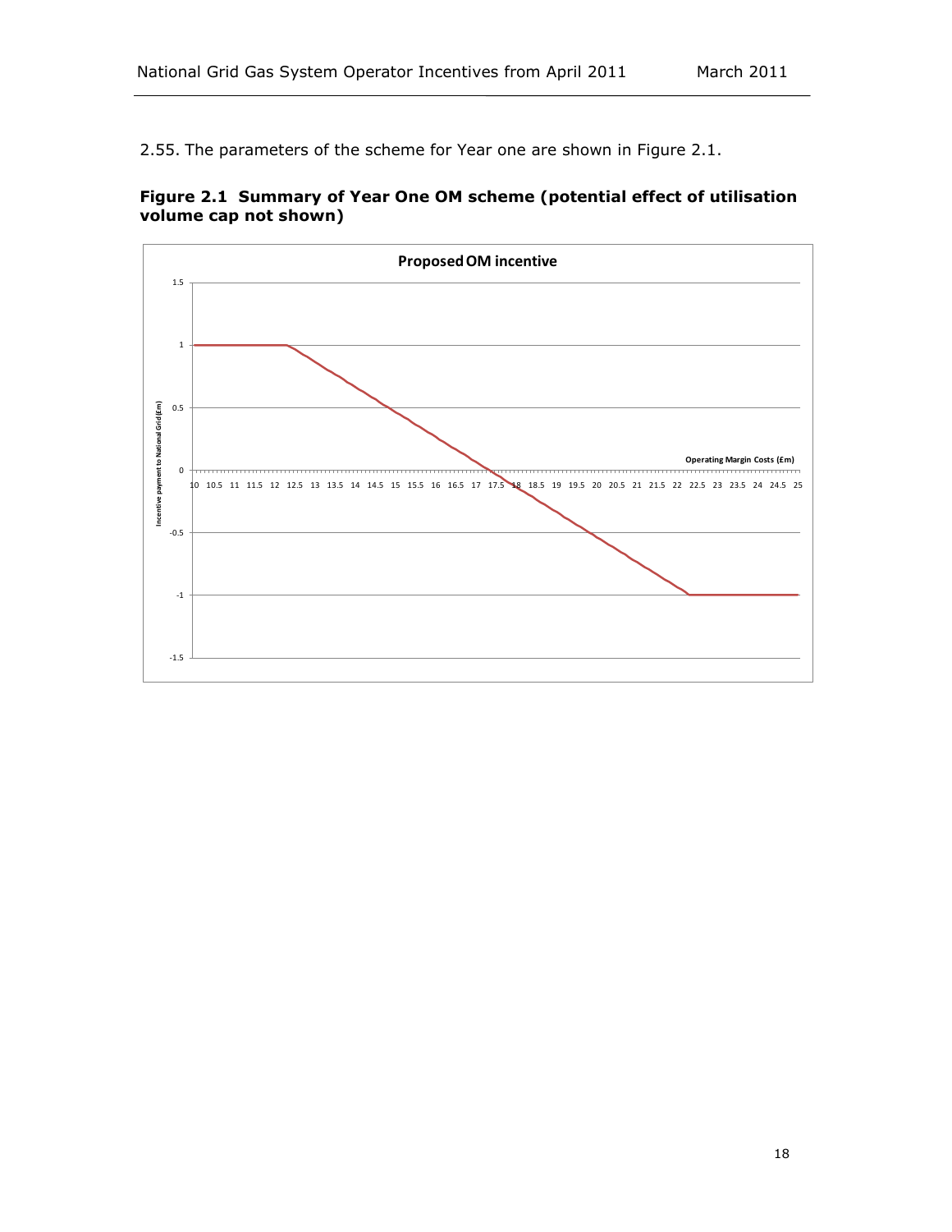2.55. The parameters of the scheme for Year one are shown in Figure 2.1.

**Figure 2.1 Summary of Year One OM scheme (potential effect of utilisation volume cap not shown)**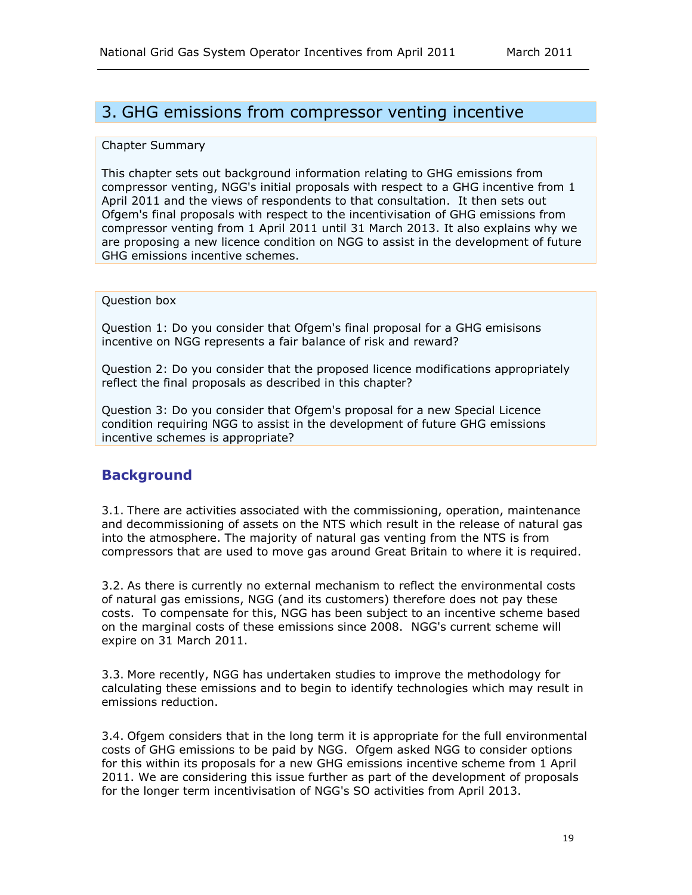# 3. GHG emissions from compressor venting incentive

Chapter Summary

This chapter sets out background information relating to GHG emissions from compressor venting, NGG's initial proposals with respect to a GHG incentive from 1 April 2011 and the views of respondents to that consultation. It then sets out Ofgem's final proposals with respect to the incentivisation of GHG emissions from compressor venting from 1 April 2011 until 31 March 2013. It also explains why we are proposing a new licence condition on NGG to assist in the development of future GHG emissions incentive schemes.

Question box

Question 1: Do you consider that Ofgem's final proposal for a GHG emisisons incentive on NGG represents a fair balance of risk and reward?

Question 2: Do you consider that the proposed licence modifications appropriately reflect the final proposals as described in this chapter?

Question 3: Do you consider that Ofgem's proposal for a new Special Licence condition requiring NGG to assist in the development of future GHG emissions incentive schemes is appropriate?

## Background

3.1. There are activities associated with the commissioning, operation, maintenance and decommissioning of assets on the NTS which result in the release of natural gas into the atmosphere. The majority of natural gas venting from the NTS is from compressors that are used to move gas around Great Britain to where it is required.

3.2. As there is currently no external mechanism to reflect the environmental costs of natural gas emissions, NGG (and its customers) therefore does not pay these costs. To compensate for this, NGG has been subject to an incentive scheme based on the marginal costs of these emissions since 2008. NGG's current scheme will expire on 31 March 2011.

3.3. More recently, NGG has undertaken studies to improve the methodology for calculating these emissions and to begin to identify technologies which may result in emissions reduction.

3.4. Ofgem considers that in the long term it is appropriate for the full environmental costs of GHG emissions to be paid by NGG. Ofgem asked NGG to consider options for this within its proposals for a new GHG emissions incentive scheme from 1 April 2011. We are considering this issue further as part of the development of proposals for the longer term incentivisation of NGG's SO activities from April 2013.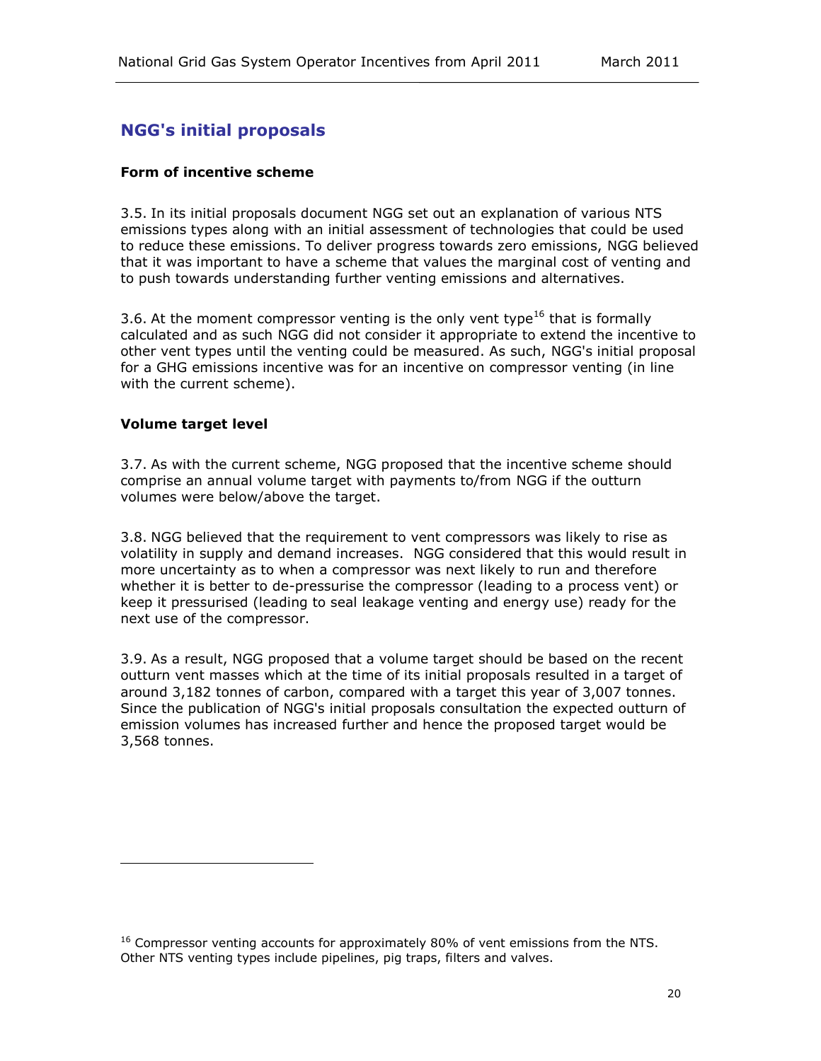## NGG's initial proposals

### Form of incentive scheme

3.5. In its initial proposals document NGG set out an explanation of various NTS emissions types along with an initial assessment of technologies that could be used to reduce these emissions. To deliver progress towards zero emissions, NGG believed that it was important to have a scheme that values the marginal cost of venting and to push towards understanding further venting emissions and alternatives.

3.6. At the moment compressor venting is the only vent type[16] that is formally calculated and as such NGG did not consider it appropriate to extend the incentive to other vent types until the venting could be measured. As such, NGG's initial proposal for a GHG emissions incentive was for an incentive on compressor venting (in line with the current scheme).

### Volume target level

3.7. As with the current scheme, NGG proposed that the incentive scheme should comprise an annual volume target with payments to/from NGG if the outturn volumes were below/above the target.

3.8. NGG believed that the requirement to vent compressors was likely to rise as volatility in supply and demand increases. NGG considered that this would result in more uncertainty as to when a compressor was next likely to run and therefore whether it is better to de-pressurise the compressor (leading to a process vent) or keep it pressurised (leading to seal leakage venting and energy use) ready for the next use of the compressor.

3.9. As a result, NGG proposed that a volume target should be based on the recent outturn vent masses which at the time of its initial proposals resulted in a target of around 3,182 tonnes of carbon, compared with a target this year of 3,007 tonnes. Since the publication of NGG's initial proposals consultation the expected outturn of emission volumes has increased further and hence the proposed target would be 3,568 tonnes.

---

[16] Compressor venting accounts for approximately 80% of vent emissions from the NTS. Other NTS venting types include pipelines, pig traps, filters and valves.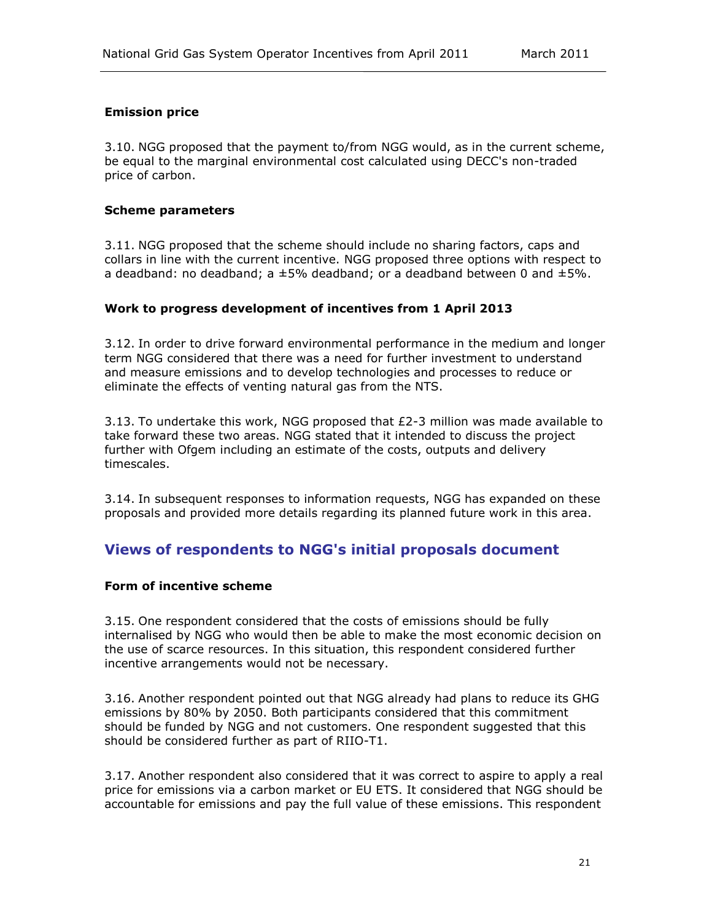#### Emission price

3.10. NGG proposed that the payment to/from NGG would, as in the current scheme, be equal to the marginal environmental cost calculated using DECC's non-traded price of carbon.

#### Scheme parameters

3.11. NGG proposed that the scheme should include no sharing factors, caps and collars in line with the current incentive. NGG proposed three options with respect to a deadband: no deadband; a ±5% deadband; or a deadband between 0 and ±5%.

#### Work to progress development of incentives from 1 April 2013

3.12. In order to drive forward environmental performance in the medium and longer term NGG considered that there was a need for further investment to understand and measure emissions and to develop technologies and processes to reduce or eliminate the effects of venting natural gas from the NTS.

3.13. To undertake this work, NGG proposed that £2-3 million was made available to take forward these two areas. NGG stated that it intended to discuss the project further with Ofgem including an estimate of the costs, outputs and delivery timescales.

3.14. In subsequent responses to information requests, NGG has expanded on these proposals and provided more details regarding its planned future work in this area.

## Views of respondents to NGG's initial proposals document

#### Form of incentive scheme

3.15. One respondent considered that the costs of emissions should be fully internalised by NGG who would then be able to make the most economic decision on the use of scarce resources. In this situation, this respondent considered further incentive arrangements would not be necessary.

3.16. Another respondent pointed out that NGG already had plans to reduce its GHG emissions by 80% by 2050. Both participants considered that this commitment should be funded by NGG and not customers. One respondent suggested that this should be considered further as part of RIIO-T1.

3.17. Another respondent also considered that it was correct to aspire to apply a real price for emissions via a carbon market or EU ETS. It considered that NGG should be accountable for emissions and pay the full value of these emissions. This respondent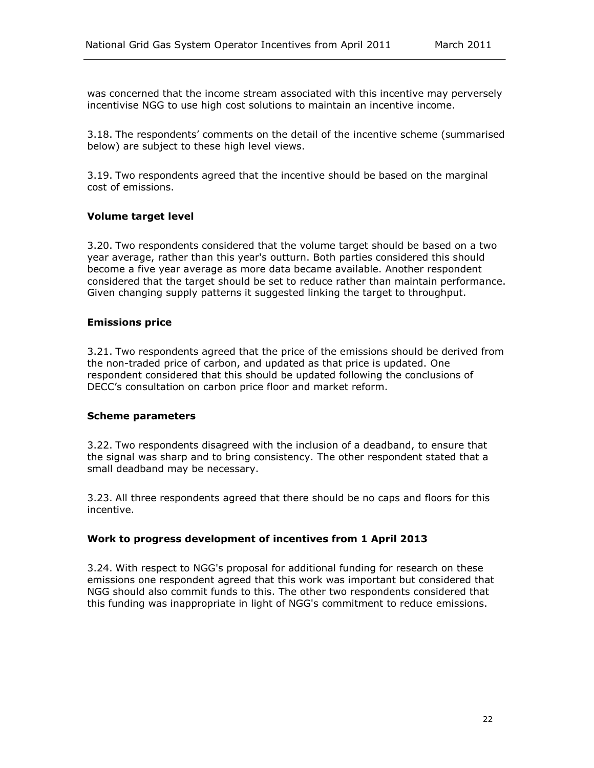was concerned that the income stream associated with this incentive may perversely incentivise NGG to use high cost solutions to maintain an incentive income.

3.18. The respondents' comments on the detail of the incentive scheme (summarised below) are subject to these high level views.

3.19. Two respondents agreed that the incentive should be based on the marginal cost of emissions.

### Volume target level

3.20. Two respondents considered that the volume target should be based on a two year average, rather than this year's outturn. Both parties considered this should become a five year average as more data became available. Another respondent considered that the target should be set to reduce rather than maintain performance. Given changing supply patterns it suggested linking the target to throughput.

### Emissions price

3.21. Two respondents agreed that the price of the emissions should be derived from the non-traded price of carbon, and updated as that price is updated. One respondent considered that this should be updated following the conclusions of DECC's consultation on carbon price floor and market reform.

### Scheme parameters

3.22. Two respondents disagreed with the inclusion of a deadband, to ensure that the signal was sharp and to bring consistency. The other respondent stated that a small deadband may be necessary.

3.23. All three respondents agreed that there should be no caps and floors for this incentive.

### Work to progress development of incentives from 1 April 2013

3.24. With respect to NGG's proposal for additional funding for research on these emissions one respondent agreed that this work was important but considered that NGG should also commit funds to this. The other two respondents considered that this funding was inappropriate in light of NGG's commitment to reduce emissions.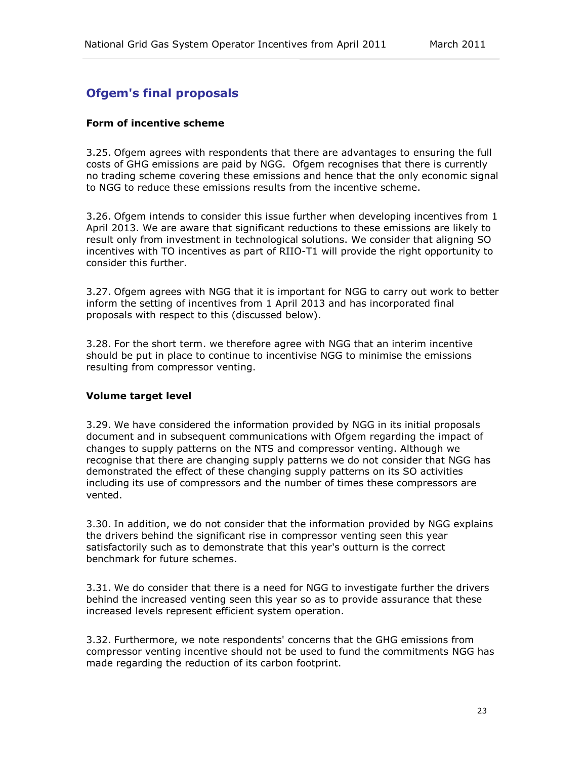## Ofgem's final proposals

### Form of incentive scheme

3.25. Ofgem agrees with respondents that there are advantages to ensuring the full costs of GHG emissions are paid by NGG. Ofgem recognises that there is currently no trading scheme covering these emissions and hence that the only economic signal to NGG to reduce these emissions results from the incentive scheme.

3.26. Ofgem intends to consider this issue further when developing incentives from 1 April 2013. We are aware that significant reductions to these emissions are likely to result only from investment in technological solutions. We consider that aligning SO incentives with TO incentives as part of RIIO-T1 will provide the right opportunity to consider this further.

3.27. Ofgem agrees with NGG that it is important for NGG to carry out work to better inform the setting of incentives from 1 April 2013 and has incorporated final proposals with respect to this (discussed below).

3.28. For the short term. we therefore agree with NGG that an interim incentive should be put in place to continue to incentivise NGG to minimise the emissions resulting from compressor venting.

### Volume target level

3.29. We have considered the information provided by NGG in its initial proposals document and in subsequent communications with Ofgem regarding the impact of changes to supply patterns on the NTS and compressor venting. Although we recognise that there are changing supply patterns we do not consider that NGG has demonstrated the effect of these changing supply patterns on its SO activities including its use of compressors and the number of times these compressors are vented.

3.30. In addition, we do not consider that the information provided by NGG explains the drivers behind the significant rise in compressor venting seen this year satisfactorily such as to demonstrate that this year's outturn is the correct benchmark for future schemes.

3.31. We do consider that there is a need for NGG to investigate further the drivers behind the increased venting seen this year so as to provide assurance that these increased levels represent efficient system operation.

3.32. Furthermore, we note respondents' concerns that the GHG emissions from compressor venting incentive should not be used to fund the commitments NGG has made regarding the reduction of its carbon footprint.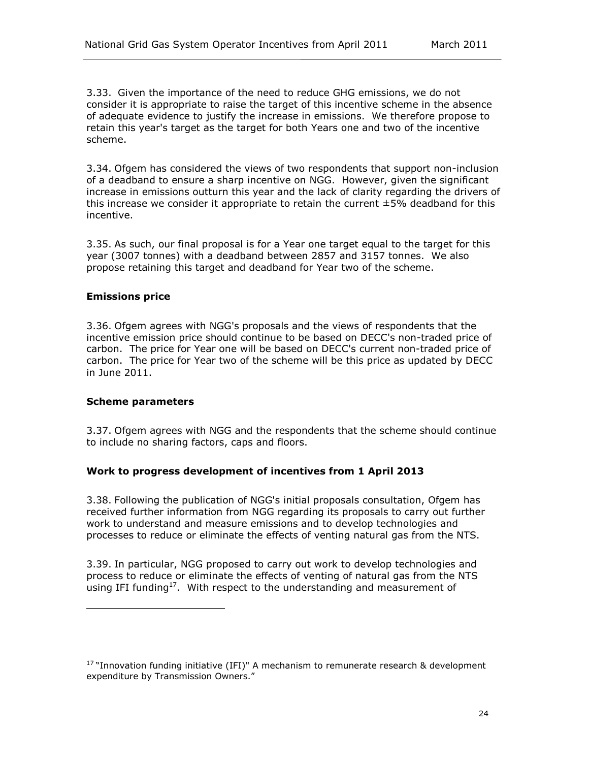3.33. Given the importance of the need to reduce GHG emissions, we do not consider it is appropriate to raise the target of this incentive scheme in the absence of adequate evidence to justify the increase in emissions. We therefore propose to retain this year's target as the target for both Years one and two of the incentive scheme.

3.34. Ofgem has considered the views of two respondents that support non-inclusion of a deadband to ensure a sharp incentive on NGG. However, given the significant increase in emissions outturn this year and the lack of clarity regarding the drivers of this increase we consider it appropriate to retain the current ±5% deadband for this incentive.

3.35. As such, our final proposal is for a Year one target equal to the target for this year (3007 tonnes) with a deadband between 2857 and 3157 tonnes. We also propose retaining this target and deadband for Year two of the scheme.

**Emissions price**

3.36. Ofgem agrees with NGG's proposals and the views of respondents that the incentive emission price should continue to be based on DECC's non-traded price of carbon. The price for Year one will be based on DECC's current non-traded price of carbon. The price for Year two of the scheme will be this price as updated by DECC in June 2011.

**Scheme parameters**

3.37. Ofgem agrees with NGG and the respondents that the scheme should continue to include no sharing factors, caps and floors.

**Work to progress development of incentives from 1 April 2013**

3.38. Following the publication of NGG's initial proposals consultation, Ofgem has received further information from NGG regarding its proposals to carry out further work to understand and measure emissions and to develop technologies and processes to reduce or eliminate the effects of venting natural gas from the NTS.

3.39. In particular, NGG proposed to carry out work to develop technologies and process to reduce or eliminate the effects of venting of natural gas from the NTS using IFI funding[17]. With respect to the understanding and measurement of

[17] "Innovation funding initiative (IFI)" A mechanism to remunerate research & development expenditure by Transmission Owners."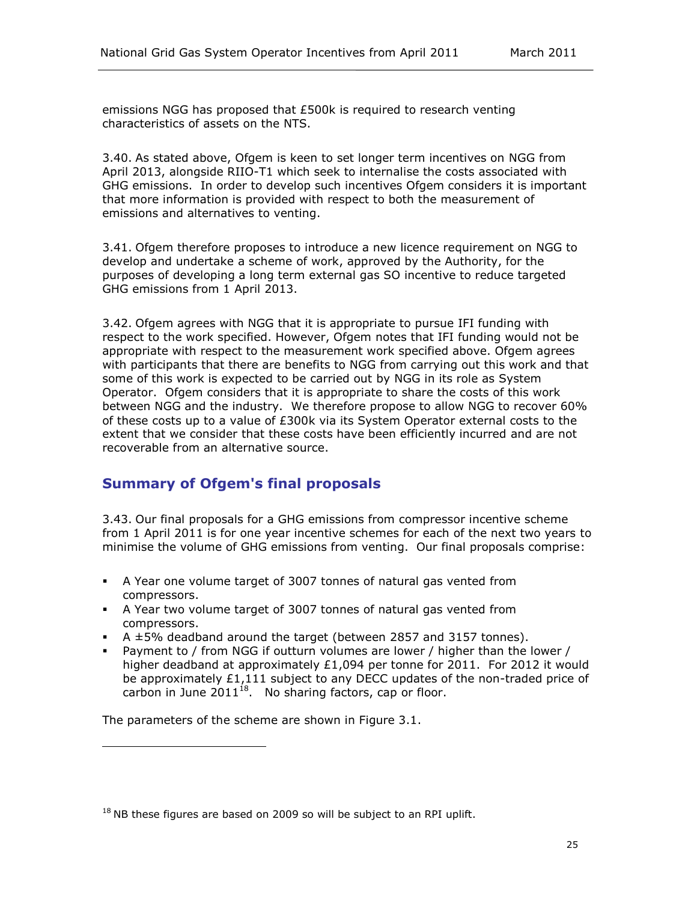emissions NGG has proposed that £500k is required to research venting characteristics of assets on the NTS.

3.40. As stated above, Ofgem is keen to set longer term incentives on NGG from April 2013, alongside RIIO-T1 which seek to internalise the costs associated with GHG emissions. In order to develop such incentives Ofgem considers it is important that more information is provided with respect to both the measurement of emissions and alternatives to venting.

3.41. Ofgem therefore proposes to introduce a new licence requirement on NGG to develop and undertake a scheme of work, approved by the Authority, for the purposes of developing a long term external gas SO incentive to reduce targeted GHG emissions from 1 April 2013.

3.42. Ofgem agrees with NGG that it is appropriate to pursue IFI funding with respect to the work specified. However, Ofgem notes that IFI funding would not be appropriate with respect to the measurement work specified above. Ofgem agrees with participants that there are benefits to NGG from carrying out this work and that some of this work is expected to be carried out by NGG in its role as System Operator. Ofgem considers that it is appropriate to share the costs of this work between NGG and the industry. We therefore propose to allow NGG to recover 60% of these costs up to a value of £300k via its System Operator external costs to the extent that we consider that these costs have been efficiently incurred and are not recoverable from an alternative source.

## Summary of Ofgem's final proposals

3.43. Our final proposals for a GHG emissions from compressor incentive scheme from 1 April 2011 is for one year incentive schemes for each of the next two years to minimise the volume of GHG emissions from venting. Our final proposals comprise:

- A Year one volume target of 3007 tonnes of natural gas vented from compressors.
- A Year two volume target of 3007 tonnes of natural gas vented from compressors.
- A ±5% deadband around the target (between 2857 and 3157 tonnes).
- Payment to / from NGG if outturn volumes are lower / higher than the lower / higher deadband at approximately £1,094 per tonne for 2011. For 2012 it would be approximately £1,111 subject to any DECC updates of the non-traded price of carbon in June 2011[18]. No sharing factors, cap or floor.

The parameters of the scheme are shown in Figure 3.1.

[18] NB these figures are based on 2009 so will be subject to an RPI uplift.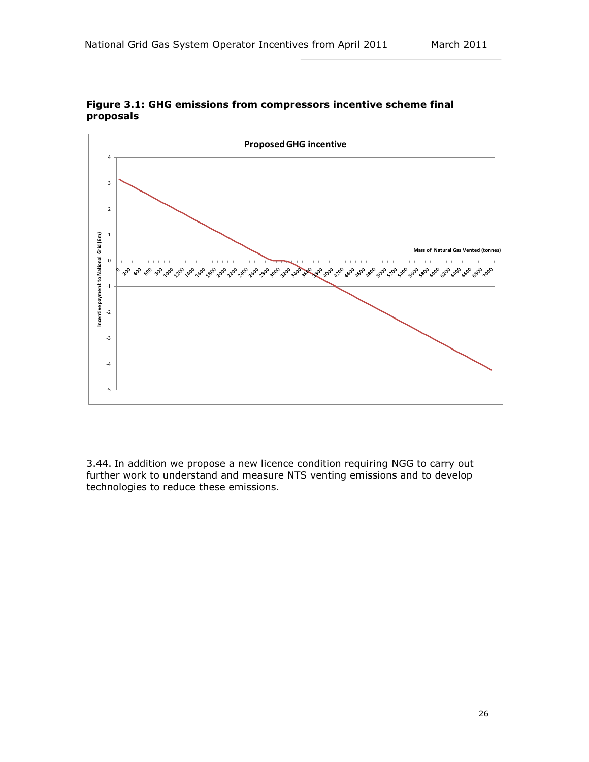**Figure 3.1: GHG emissions from compressors incentive scheme final proposals**

3.44. In addition we propose a new licence condition requiring NGG to carry out further work to understand and measure NTS venting emissions and to develop technologies to reduce these emissions.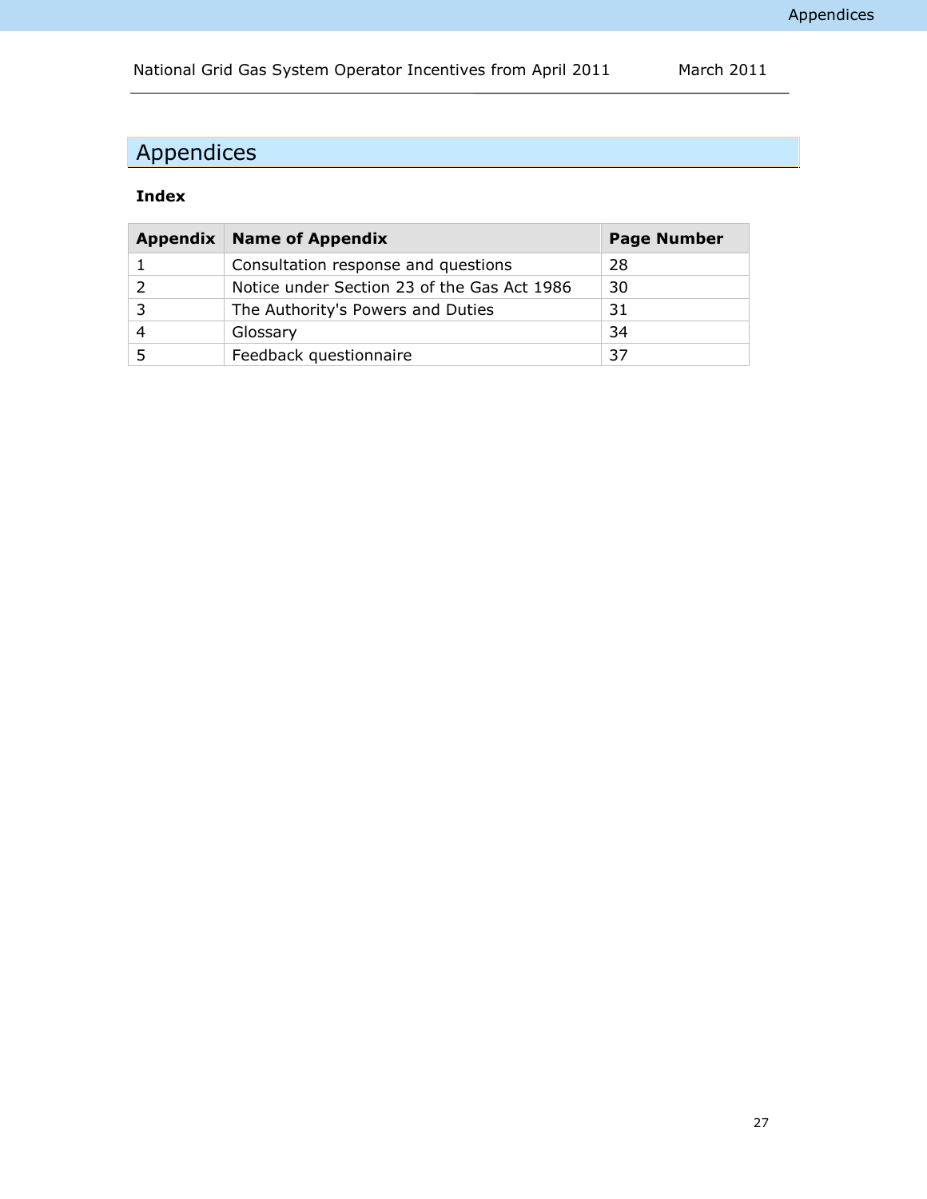# Appendices

**Index**

| Appendix | Name of Appendix | Page Number |
|---|---|---|
| 1 | Consultation response and questions | 28 |
| 2 | Notice under Section 23 of the Gas Act 1986 | 30 |
| 3 | The Authority's Powers and Duties | 31 |
| 4 | Glossary | 34 |
| 5 | Feedback questionnaire | 37 |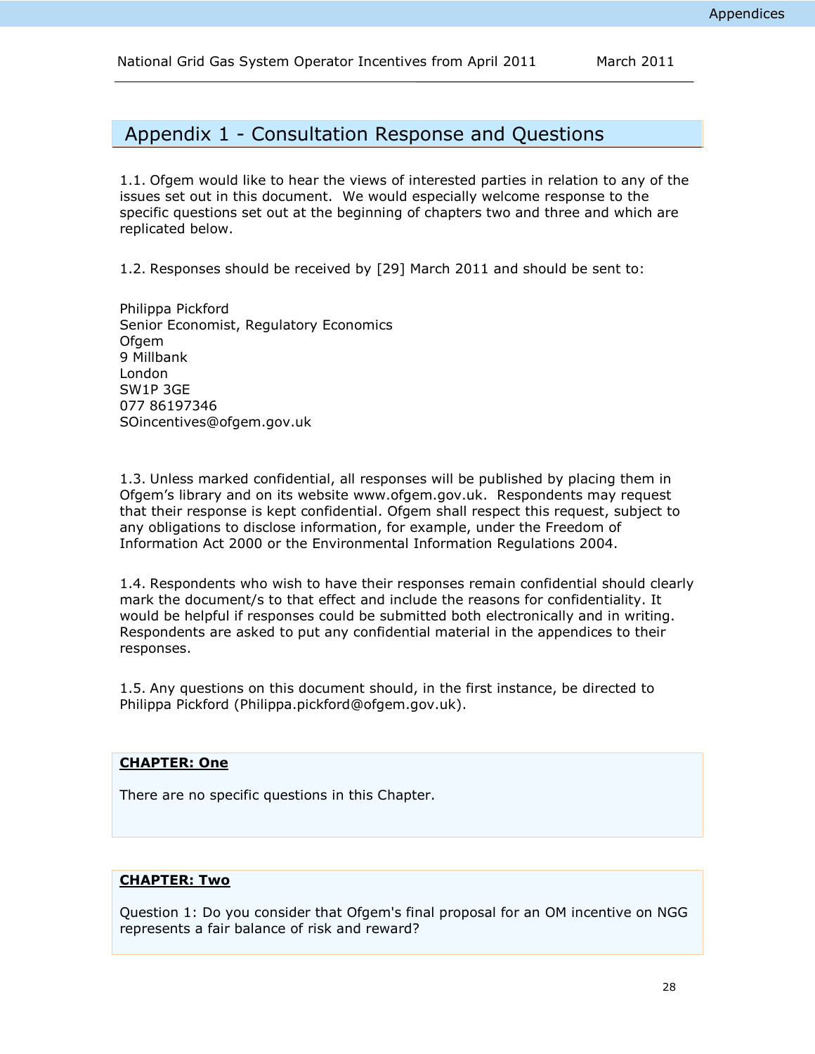# Appendix 1 - Consultation Response and Questions

1.1. Ofgem would like to hear the views of interested parties in relation to any of the issues set out in this document. We would especially welcome response to the specific questions set out at the beginning of chapters two and three and which are replicated below.

1.2. Responses should be received by [29] March 2011 and should be sent to:

Philippa Pickford
Senior Economist, Regulatory Economics
Ofgem
9 Millbank
London
SW1P 3GE
077 86197346
SOincentives@ofgem.gov.uk

1.3. Unless marked confidential, all responses will be published by placing them in Ofgem's library and on its website www.ofgem.gov.uk. Respondents may request that their response is kept confidential. Ofgem shall respect this request, subject to any obligations to disclose information, for example, under the Freedom of Information Act 2000 or the Environmental Information Regulations 2004.

1.4. Respondents who wish to have their responses remain confidential should clearly mark the document/s to that effect and include the reasons for confidentiality. It would be helpful if responses could be submitted both electronically and in writing. Respondents are asked to put any confidential material in the appendices to their responses.

1.5. Any questions on this document should, in the first instance, be directed to Philippa Pickford (Philippa.pickford@ofgem.gov.uk).

**CHAPTER: One**

There are no specific questions in this Chapter.

**CHAPTER: Two**

Question 1: Do you consider that Ofgem's final proposal for an OM incentive on NGG represents a fair balance of risk and reward?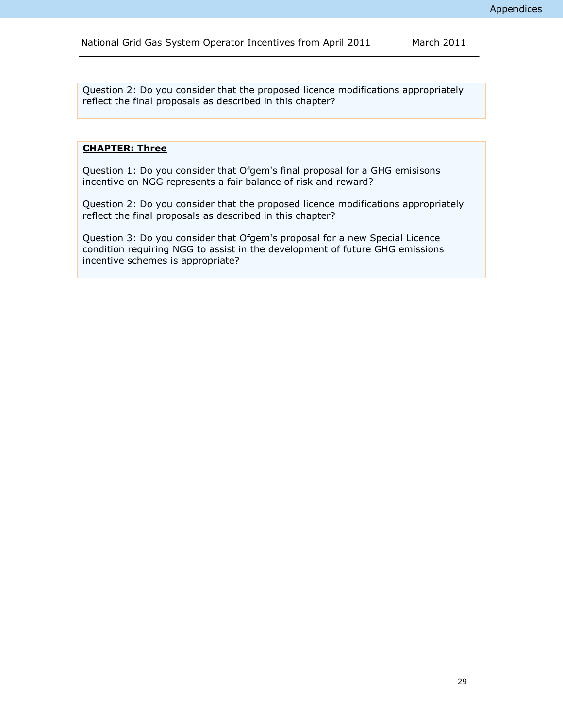Question 2: Do you consider that the proposed licence modifications appropriately reflect the final proposals as described in this chapter?

**CHAPTER: Three**

Question 1: Do you consider that Ofgem's final proposal for a GHG emisisons incentive on NGG represents a fair balance of risk and reward?

Question 2: Do you consider that the proposed licence modifications appropriately reflect the final proposals as described in this chapter?

Question 3: Do you consider that Ofgem's proposal for a new Special Licence condition requiring NGG to assist in the development of future GHG emissions incentive schemes is appropriate?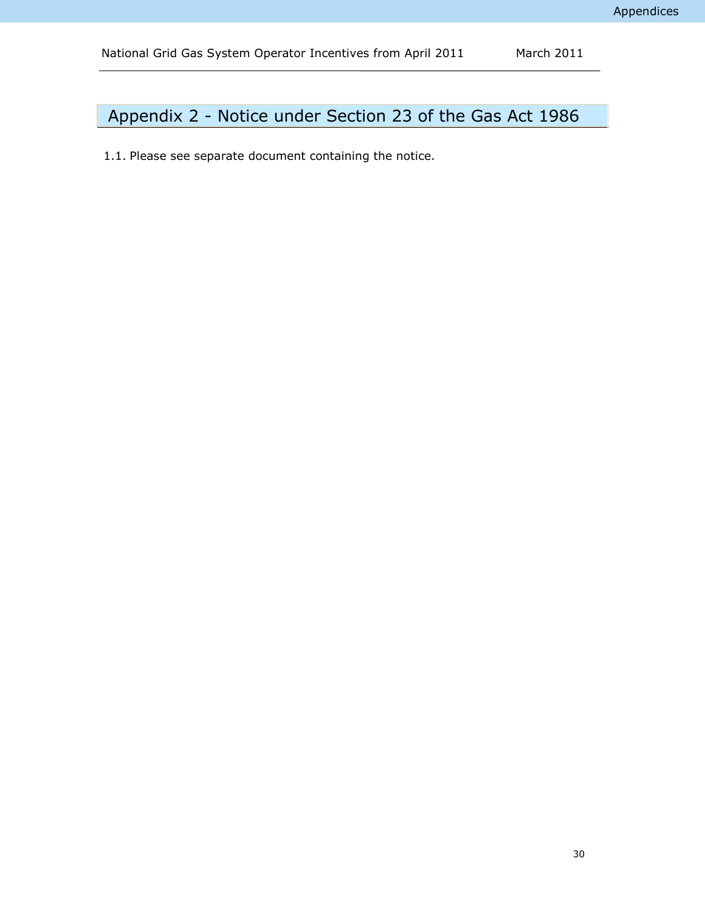## Appendix 2 - Notice under Section 23 of the Gas Act 1986

1.1. Please see separate document containing the notice.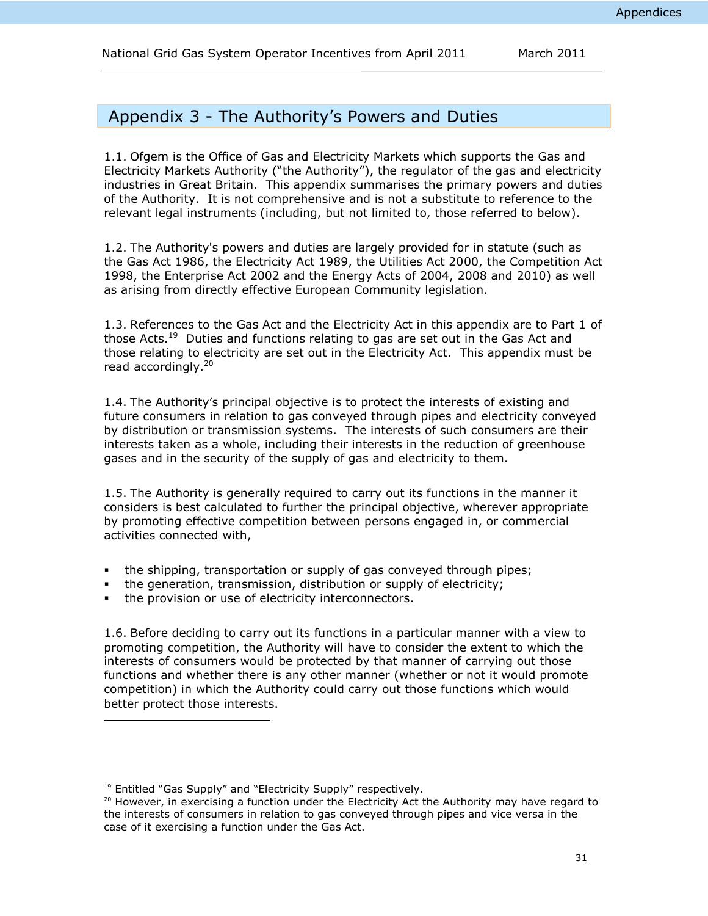## Appendix 3 - The Authority's Powers and Duties

1.1. Ofgem is the Office of Gas and Electricity Markets which supports the Gas and Electricity Markets Authority ("the Authority"), the regulator of the gas and electricity industries in Great Britain. This appendix summarises the primary powers and duties of the Authority. It is not comprehensive and is not a substitute to reference to the relevant legal instruments (including, but not limited to, those referred to below).

1.2. The Authority's powers and duties are largely provided for in statute (such as the Gas Act 1986, the Electricity Act 1989, the Utilities Act 2000, the Competition Act 1998, the Enterprise Act 2002 and the Energy Acts of 2004, 2008 and 2010) as well as arising from directly effective European Community legislation.

1.3. References to the Gas Act and the Electricity Act in this appendix are to Part 1 of those Acts.[19] Duties and functions relating to gas are set out in the Gas Act and those relating to electricity are set out in the Electricity Act. This appendix must be read accordingly.[20]

1.4. The Authority's principal objective is to protect the interests of existing and future consumers in relation to gas conveyed through pipes and electricity conveyed by distribution or transmission systems. The interests of such consumers are their interests taken as a whole, including their interests in the reduction of greenhouse gases and in the security of the supply of gas and electricity to them.

1.5. The Authority is generally required to carry out its functions in the manner it considers is best calculated to further the principal objective, wherever appropriate by promoting effective competition between persons engaged in, or commercial activities connected with,

- the shipping, transportation or supply of gas conveyed through pipes;
- the generation, transmission, distribution or supply of electricity;
- the provision or use of electricity interconnectors.

1.6. Before deciding to carry out its functions in a particular manner with a view to promoting competition, the Authority will have to consider the extent to which the interests of consumers would be protected by that manner of carrying out those functions and whether there is any other manner (whether or not it would promote competition) in which the Authority could carry out those functions which would better protect those interests.

---

[19] Entitled "Gas Supply" and "Electricity Supply" respectively.

[20] However, in exercising a function under the Electricity Act the Authority may have regard to the interests of consumers in relation to gas conveyed through pipes and vice versa in the case of it exercising a function under the Gas Act.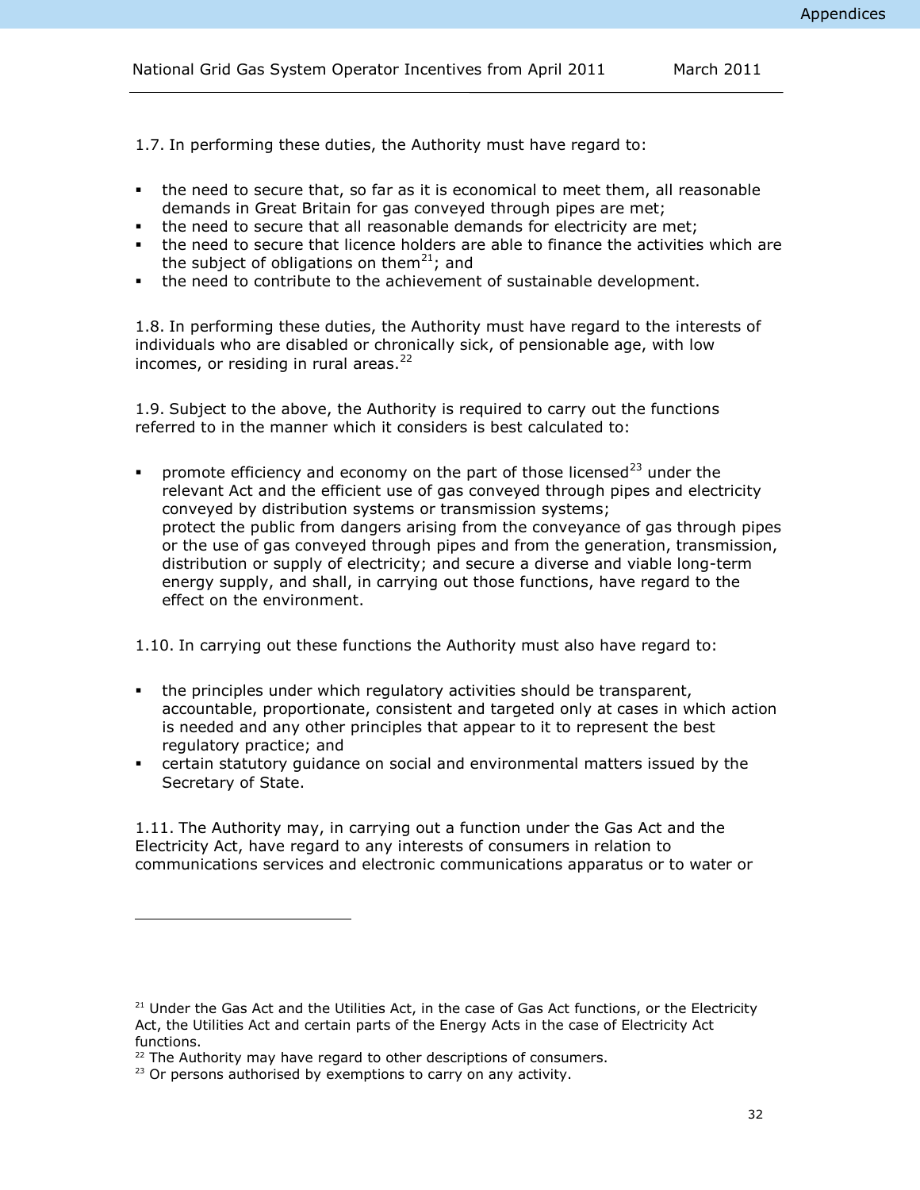1.7. In performing these duties, the Authority must have regard to:

- the need to secure that, so far as it is economical to meet them, all reasonable demands in Great Britain for gas conveyed through pipes are met;
- the need to secure that all reasonable demands for electricity are met;
- the need to secure that licence holders are able to finance the activities which are the subject of obligations on them[21]; and
- the need to contribute to the achievement of sustainable development.

1.8. In performing these duties, the Authority must have regard to the interests of individuals who are disabled or chronically sick, of pensionable age, with low incomes, or residing in rural areas.[22]

1.9. Subject to the above, the Authority is required to carry out the functions referred to in the manner which it considers is best calculated to:

- promote efficiency and economy on the part of those licensed[23] under the relevant Act and the efficient use of gas conveyed through pipes and electricity conveyed by distribution systems or transmission systems;
  protect the public from dangers arising from the conveyance of gas through pipes or the use of gas conveyed through pipes and from the generation, transmission, distribution or supply of electricity; and secure a diverse and viable long-term energy supply, and shall, in carrying out those functions, have regard to the effect on the environment.

1.10. In carrying out these functions the Authority must also have regard to:

- the principles under which regulatory activities should be transparent, accountable, proportionate, consistent and targeted only at cases in which action is needed and any other principles that appear to it to represent the best regulatory practice; and
- certain statutory guidance on social and environmental matters issued by the Secretary of State.

1.11. The Authority may, in carrying out a function under the Gas Act and the Electricity Act, have regard to any interests of consumers in relation to communications services and electronic communications apparatus or to water or

---

[21] Under the Gas Act and the Utilities Act, in the case of Gas Act functions, or the Electricity Act, the Utilities Act and certain parts of the Energy Acts in the case of Electricity Act functions.

[22] The Authority may have regard to other descriptions of consumers.

[23] Or persons authorised by exemptions to carry on any activity.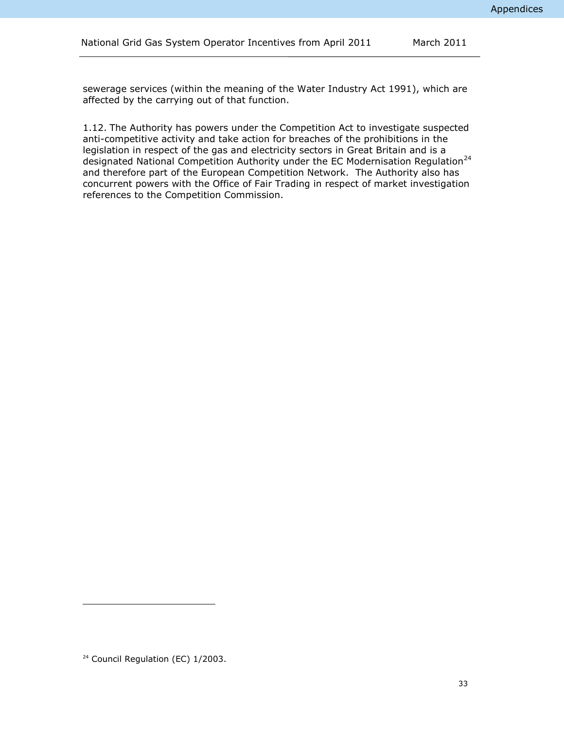sewerage services (within the meaning of the Water Industry Act 1991), which are affected by the carrying out of that function.

1.12. The Authority has powers under the Competition Act to investigate suspected anti-competitive activity and take action for breaches of the prohibitions in the legislation in respect of the gas and electricity sectors in Great Britain and is a designated National Competition Authority under the EC Modernisation Regulation[24] and therefore part of the European Competition Network. The Authority also has concurrent powers with the Office of Fair Trading in respect of market investigation references to the Competition Commission.

[24] Council Regulation (EC) 1/2003.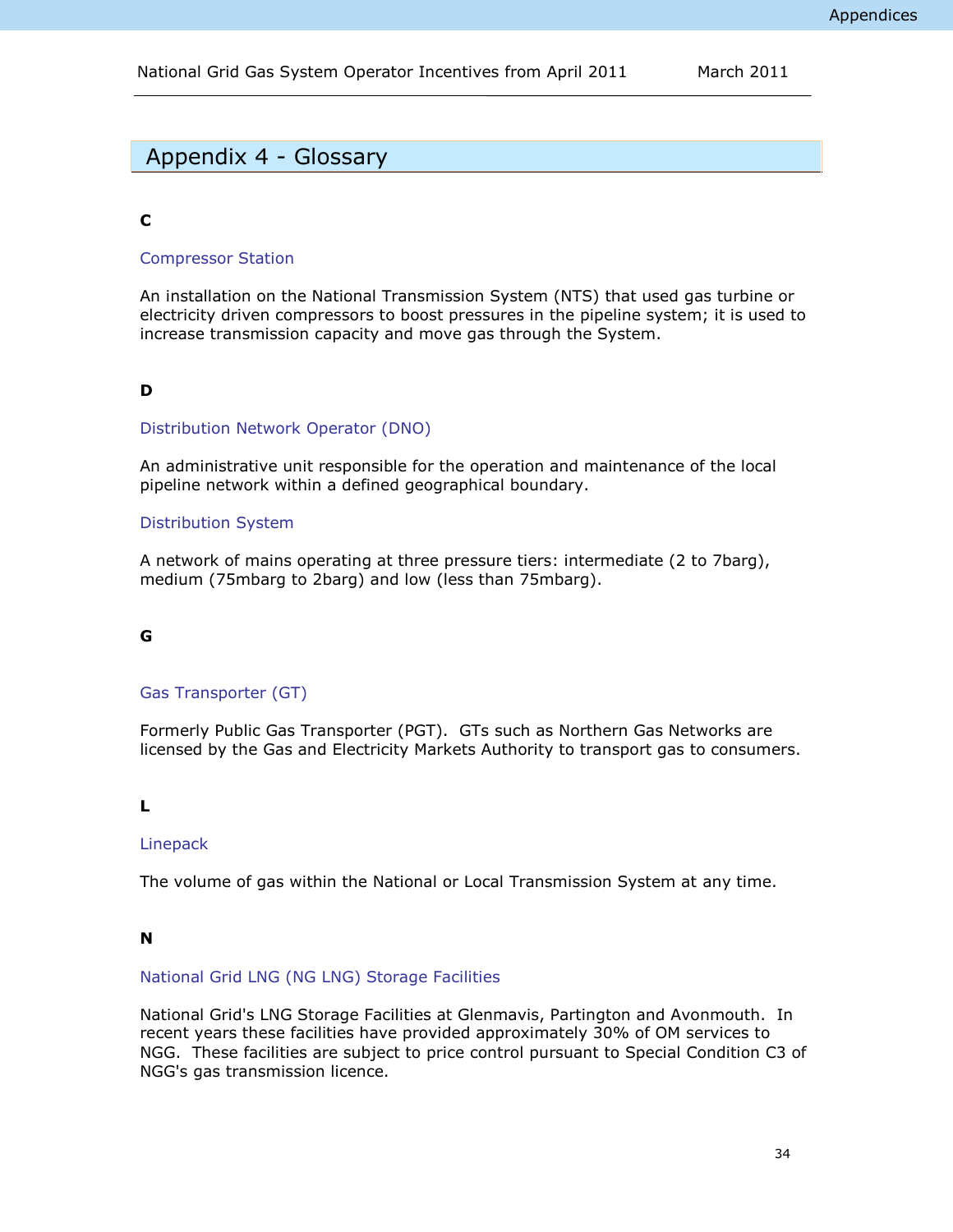# Appendix 4 - Glossary

**C**

### Compressor Station

An installation on the National Transmission System (NTS) that used gas turbine or electricity driven compressors to boost pressures in the pipeline system; it is used to increase transmission capacity and move gas through the System.

**D**

### Distribution Network Operator (DNO)

An administrative unit responsible for the operation and maintenance of the local pipeline network within a defined geographical boundary.

### Distribution System

A network of mains operating at three pressure tiers: intermediate (2 to 7barg), medium (75mbarg to 2barg) and low (less than 75mbarg).

**G**

### Gas Transporter (GT)

Formerly Public Gas Transporter (PGT). GTs such as Northern Gas Networks are licensed by the Gas and Electricity Markets Authority to transport gas to consumers.

**L**

### Linepack

The volume of gas within the National or Local Transmission System at any time.

**N**

### National Grid LNG (NG LNG) Storage Facilities

National Grid's LNG Storage Facilities at Glenmavis, Partington and Avonmouth. In recent years these facilities have provided approximately 30% of OM services to NGG. These facilities are subject to price control pursuant to Special Condition C3 of NGG's gas transmission licence.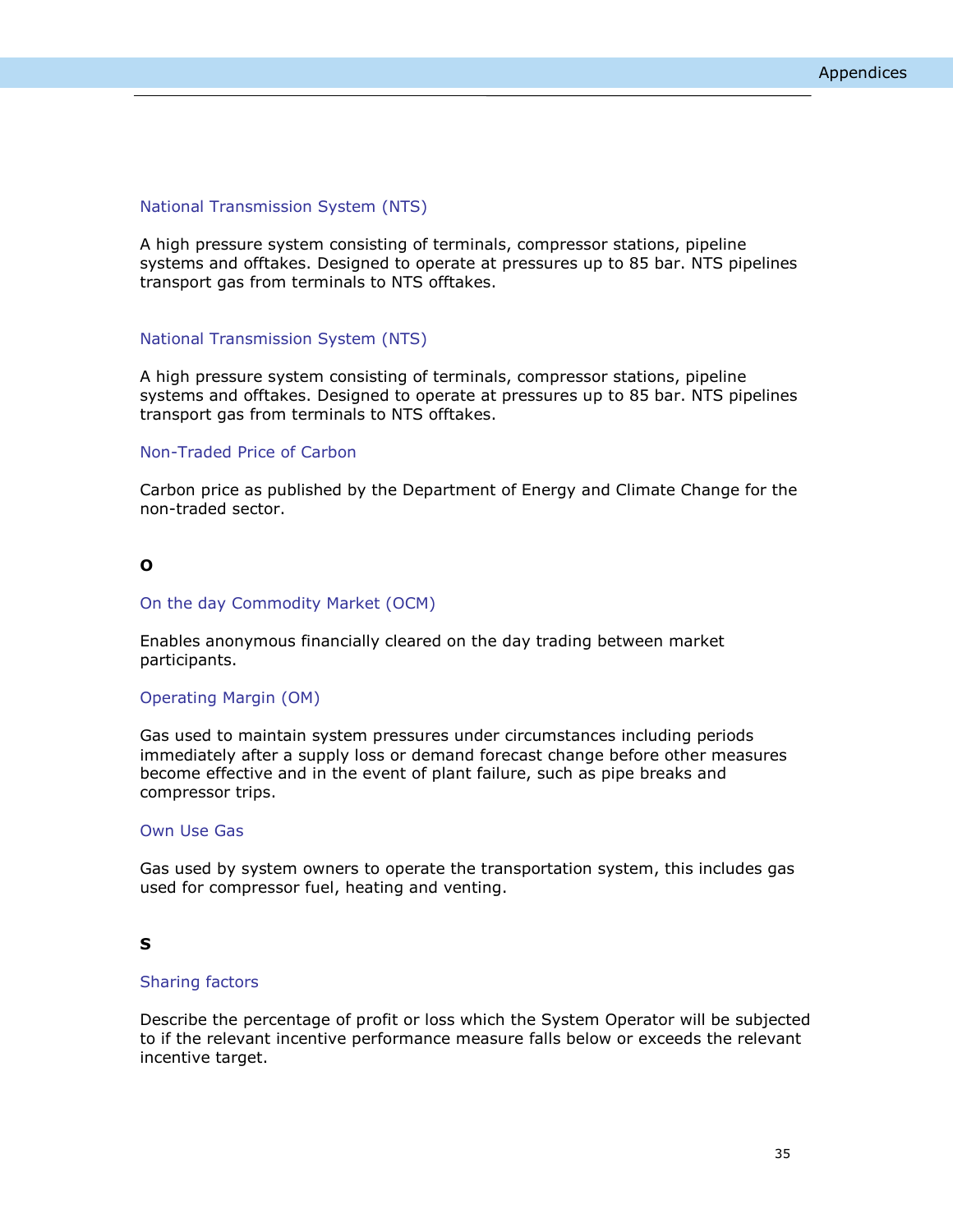### National Transmission System (NTS)

A high pressure system consisting of terminals, compressor stations, pipeline systems and offtakes. Designed to operate at pressures up to 85 bar. NTS pipelines transport gas from terminals to NTS offtakes.

### National Transmission System (NTS)

A high pressure system consisting of terminals, compressor stations, pipeline systems and offtakes. Designed to operate at pressures up to 85 bar. NTS pipelines transport gas from terminals to NTS offtakes.

### Non-Traded Price of Carbon

Carbon price as published by the Department of Energy and Climate Change for the non-traded sector.

## O

### On the day Commodity Market (OCM)

Enables anonymous financially cleared on the day trading between market participants.

### Operating Margin (OM)

Gas used to maintain system pressures under circumstances including periods immediately after a supply loss or demand forecast change before other measures become effective and in the event of plant failure, such as pipe breaks and compressor trips.

### Own Use Gas

Gas used by system owners to operate the transportation system, this includes gas used for compressor fuel, heating and venting.

## S

### Sharing factors

Describe the percentage of profit or loss which the System Operator will be subjected to if the relevant incentive performance measure falls below or exceeds the relevant incentive target.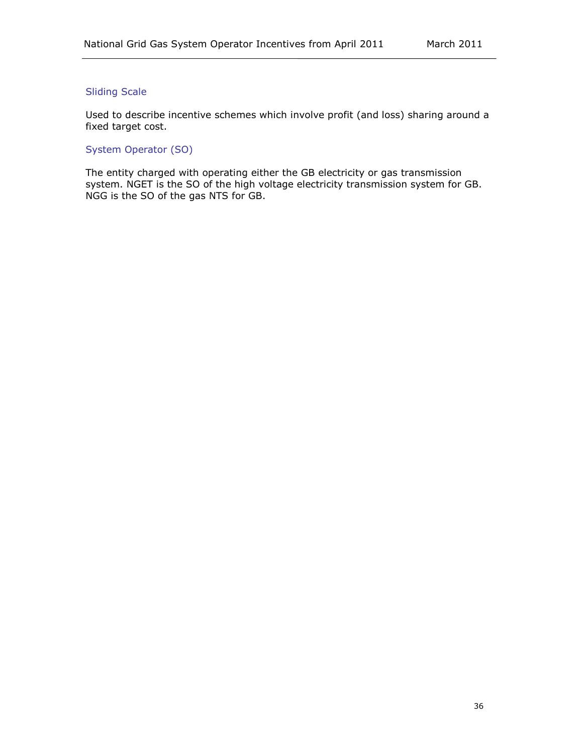### Sliding Scale

Used to describe incentive schemes which involve profit (and loss) sharing around a fixed target cost.

### System Operator (SO)

The entity charged with operating either the GB electricity or gas transmission system. NGET is the SO of the high voltage electricity transmission system for GB. NGG is the SO of the gas NTS for GB.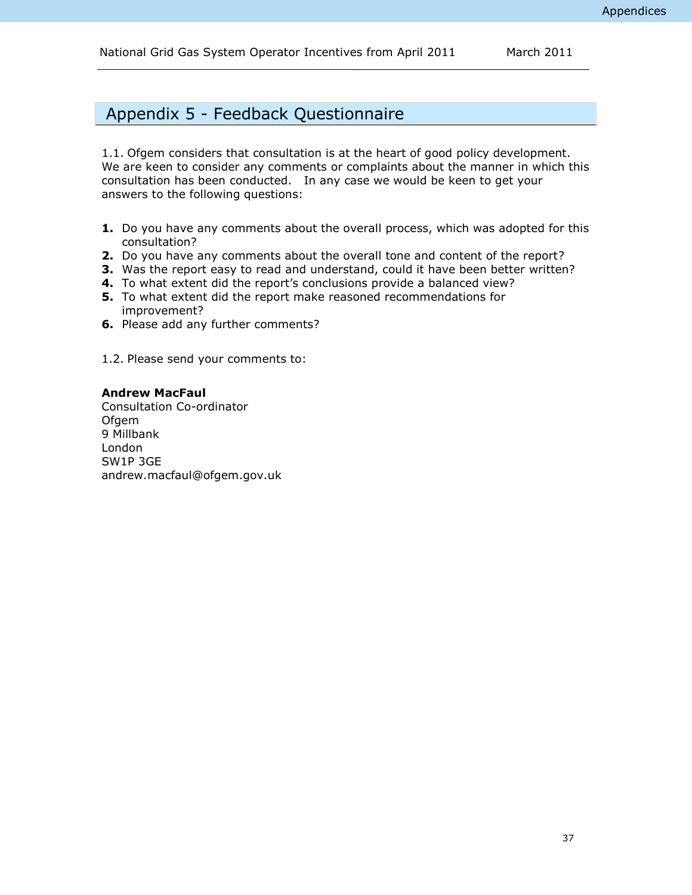# Appendix 5 - Feedback Questionnaire

1.1. Ofgem considers that consultation is at the heart of good policy development. We are keen to consider any comments or complaints about the manner in which this consultation has been conducted. In any case we would be keen to get your answers to the following questions:

1. Do you have any comments about the overall process, which was adopted for this consultation?
2. Do you have any comments about the overall tone and content of the report?
3. Was the report easy to read and understand, could it have been better written?
4. To what extent did the report's conclusions provide a balanced view?
5. To what extent did the report make reasoned recommendations for improvement?
6. Please add any further comments?

1.2. Please send your comments to:

**Andrew MacFaul**
Consultation Co-ordinator
Ofgem
9 Millbank
London
SW1P 3GE
andrew.macfaul@ofgem.gov.uk